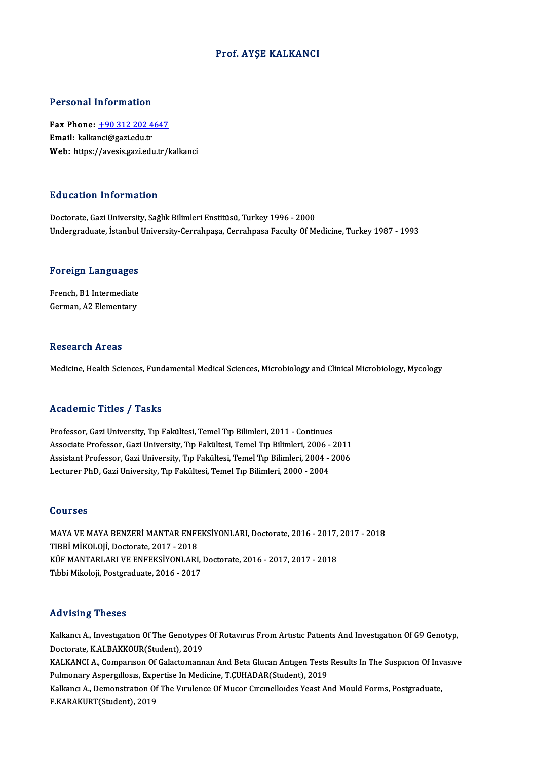# Prof. AYŞE KALKANCI

## Personal Information

**Fax Phone:** +90 312 202 4647
**Email:** kalkanci@gazi.edu.tr
**Web:** https://avesis.gazi.edu.tr/kalkanci

## Education Information

Doctorate, Gazi University, Sağlık Bilimleri Enstitüsü, Turkey 1996 - 2000
Undergraduate, İstanbul University-Cerrahpaşa, Cerrahpasa Faculty Of Medicine, Turkey 1987 - 1993

## Foreign Languages

French, B1 Intermediate
German, A2 Elementary

## Research Areas

Medicine, Health Sciences, Fundamental Medical Sciences, Microbiology and Clinical Microbiology, Mycology

## Academic Titles / Tasks

Professor, Gazi University, Tıp Fakültesi, Temel Tıp Bilimleri, 2011 - Continues
Associate Professor, Gazi University, Tıp Fakültesi, Temel Tıp Bilimleri, 2006 - 2011
Assistant Professor, Gazi University, Tıp Fakültesi, Temel Tıp Bilimleri, 2004 - 2006
Lecturer PhD, Gazi University, Tıp Fakültesi, Temel Tıp Bilimleri, 2000 - 2004

## Courses

MAYA VE MAYA BENZERİ MANTAR ENFEKSİYONLARI, Doctorate, 2016 - 2017, 2017 - 2018
TIBBİ MİKOLOJİ, Doctorate, 2017 - 2018
KÜF MANTARLARI VE ENFEKSİYONLARI, Doctorate, 2016 - 2017, 2017 - 2018
Tıbbi Mikoloji, Postgraduate, 2016 - 2017

## Advising Theses

Kalkancı A., Investıgatıon Of The Genotypes Of Rotavırus From Artıstıc Patıents And Investıgatıon Of G9 Genotyp, Doctorate, K.ALBAKKOUR(Student), 2019
KALKANCI A., Comparıson Of Galactomannan And Beta Glucan Antıgen Tests Results In The Suspıcıon Of Invasıve Pulmonary Aspergıllosıs, Expertise In Medicine, T.ÇUHADAR(Student), 2019
Kalkancı A., Demonstratıon Of The Vırulence Of Mucor Cırcınelloıdes Yeast And Mould Forms, Postgraduate, F.KARAKURT(Student), 2019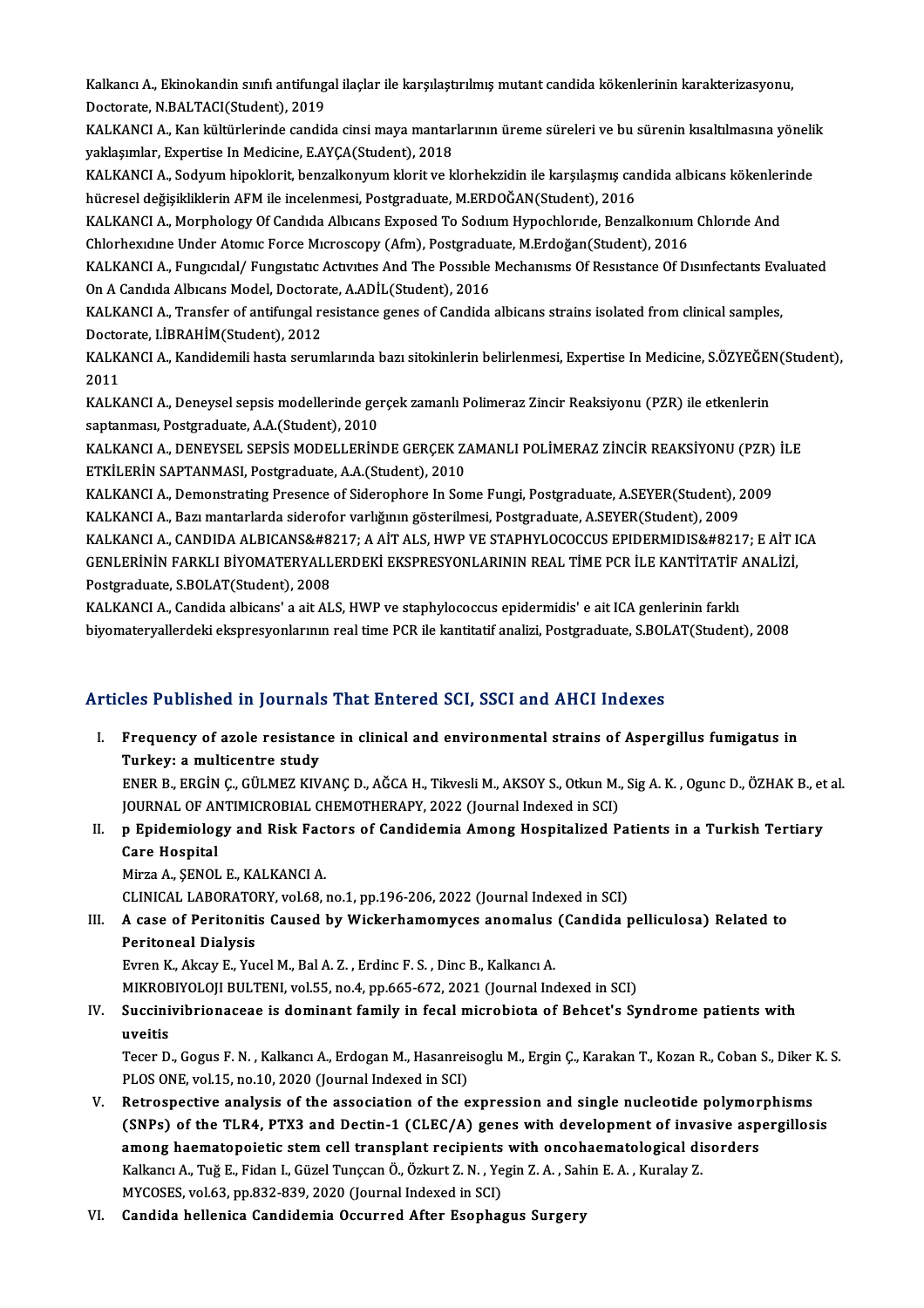Kalkancı A., Ekinokandin sınıfı antifungal ilaçlar ile karşılaştırılmış mutant candida kökenlerinin karakterizasyonu, Doctorate, N.BALTACI(Student), 2019

KALKANCI A., Kan kültürlerinde candida cinsi maya mantarlarının üreme süreleri ve bu sürenin kısaltılmasına yönelik yaklaşımlar, Expertise In Medicine, E.AYÇA(Student), 2018

KALKANCI A., Sodyum hipoklorit, benzalkonyum klorit ve klorhekzidin ile karşılaşmış candida albicans kökenlerinde hücresel değişikliklerin AFM ile incelenmesi, Postgraduate, M.ERDOĞAN(Student), 2016

KALKANCI A., Morphology Of Candıda Albıcans Exposed To Sodıum Hypochlorıde, Benzalkonıum Chlorıde And Chlorhexıdıne Under Atomıc Force Mıcroscopy (Afm), Postgraduate, M.Erdoğan(Student), 2016

KALKANCI A., Fungıcıdal/ Fungıstatıc Actıvıtıes And The Possıble Mechanısms Of Resıstance Of Dısınfectants Evaluated On A Candıda Albıcans Model, Doctorate, A.ADİL(Student), 2016

KALKANCI A., Transfer of antifungal resistance genes of Candida albicans strains isolated from clinical samples, Doctorate, I.İBRAHİM(Student), 2012

KALKANCI A., Kandidemili hasta serumlarında bazı sitokinlerin belirlenmesi, Expertise In Medicine, S.ÖZYEĞEN(Student), 2011

KALKANCI A., Deneysel sepsis modellerinde gerçek zamanlı Polimeraz Zincir Reaksiyonu (PZR) ile etkenlerin saptanması, Postgraduate, A.A.(Student), 2010

KALKANCI A., DENEYSEL SEPSİS MODELLERİNDE GERÇEK ZAMANLI POLİMERAZ ZİNCİR REAKSİYONU (PZR) İLE ETKİLERİN SAPTANMASI, Postgraduate, A.A.(Student), 2010

KALKANCI A., Demonstrating Presence of Siderophore In Some Fungi, Postgraduate, A.SEYER(Student), 2009

KALKANCI A., Bazı mantarlarda siderofor varlığının gösterilmesi, Postgraduate, A.SEYER(Student), 2009

KALKANCI A., CANDIDA ALBICANS&#8217; A AİT ALS, HWP VE STAPHYLOCOCCUS EPIDERMIDIS&#8217; E AİT ICA GENLERİNİN FARKLI BİYOMATERYALLERDEKİ EKSPRESYONLARININ REAL TİME PCR İLE KANTİTATİF ANALİZİ, Postgraduate, S.BOLAT(Student), 2008

KALKANCI A., Candida albicans' a ait ALS, HWP ve staphylococcus epidermidis' e ait ICA genlerinin farklı biyomateryallerdeki ekspresyonlarının real time PCR ile kantitatif analizi, Postgraduate, S.BOLAT(Student), 2008

## Articles Published in Journals That Entered SCI, SSCI and AHCI Indexes

I. **Frequency of azole resistance in clinical and environmental strains of Aspergillus fumigatus in Turkey: a multicentre study**
   ENER B., ERGİN Ç., GÜLMEZ KIVANÇ D., AĞCA H., Tikvesli M., AKSOY S., Otkun M., Sig A. K. , Ogunc D., ÖZHAK B., et al.
   JOURNAL OF ANTIMICROBIAL CHEMOTHERAPY, 2022 (Journal Indexed in SCI)

II. **p Epidemiology and Risk Factors of Candidemia Among Hospitalized Patients in a Turkish Tertiary Care Hospital**
   Mirza A., ŞENOL E., KALKANCI A.
   CLINICAL LABORATORY, vol.68, no.1, pp.196-206, 2022 (Journal Indexed in SCI)

III. **A case of Peritonitis Caused by Wickerhamomyces anomalus (Candida pelliculosa) Related to Peritoneal Dialysis**
   Evren K., Akcay E., Yucel M., Bal A. Z. , Erdinc F. S. , Dinc B., Kalkancı A.
   MIKROBIYOLOJI BULTENI, vol.55, no.4, pp.665-672, 2021 (Journal Indexed in SCI)

IV. **Succinivibrionaceae is dominant family in fecal microbiota of Behcet's Syndrome patients with uveitis**
   Tecer D., Gogus F. N. , Kalkancı A., Erdogan M., Hasanreisoglu M., Ergin Ç., Karakan T., Kozan R., Coban S., Diker K. S.
   PLOS ONE, vol.15, no.10, 2020 (Journal Indexed in SCI)

V. **Retrospective analysis of the association of the expression and single nucleotide polymorphisms (SNPs) of the TLR4, PTX3 and Dectin-1 (CLEC/A) genes with development of invasive aspergillosis among haematopoietic stem cell transplant recipients with oncohaematological disorders**
   Kalkancı A., Tuğ E., Fidan I., Güzel Tunçcan Ö., Özkurt Z. N. , Yegin Z. A. , Sahin E. A. , Kuralay Z.
   MYCOSES, vol.63, pp.832-839, 2020 (Journal Indexed in SCI)

VI. **Candida hellenica Candidemia Occurred After Esophagus Surgery**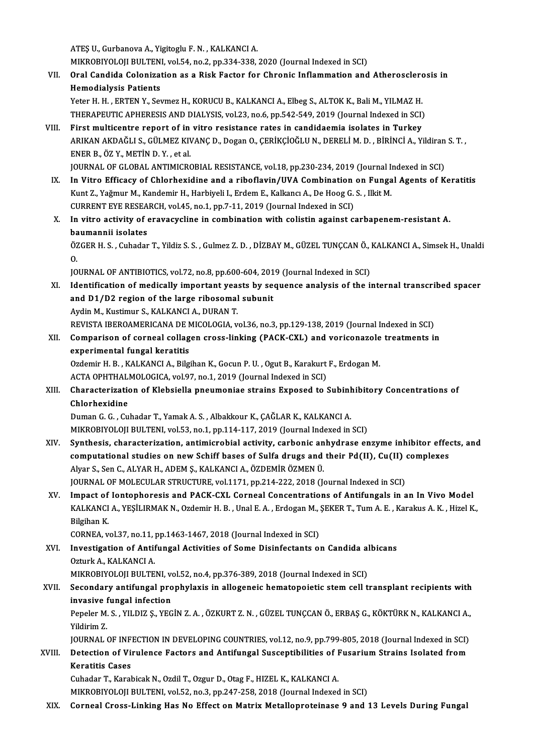ATEŞ U., Gurbanova A., Yigitoglu F. N. , KALKANCI A.
MIKROBIYOLOJI BULTENI, vol.54, no.2, pp.334-338, 2020 (Journal Indexed in SCI)

VII. **Oral Candida Colonization as a Risk Factor for Chronic Inflammation and Atherosclerosis in Hemodialysis Patients**
Yeter H. H. , ERTEN Y., Sevmez H., KORUCU B., KALKANCI A., Elbeg S., ALTOK K., Bali M., YILMAZ H.
THERAPEUTIC APHERESIS AND DIALYSIS, vol.23, no.6, pp.542-549, 2019 (Journal Indexed in SCI)

VIII. **First multicentre report of in vitro resistance rates in candidaemia isolates in Turkey**
ARIKAN AKDAĞLI S., GÜLMEZ KIVANÇ D., Dogan O., ÇERİKÇİOĞLU N., DERELİ M. D. , BİRİNCİ A., Yildiran S. T. , ENER B., ÖZ Y., METİN D. Y. , et al.
JOURNAL OF GLOBAL ANTIMICROBIAL RESISTANCE, vol.18, pp.230-234, 2019 (Journal Indexed in SCI)

IX. **In Vitro Efficacy of Chlorhexidine and a riboflavin/UVA Combination on Fungal Agents of Keratitis**
Kunt Z., Yağmur M., Kandemir H., Harbiyeli I., Erdem E., Kalkancı A., De Hoog G. S. , Ilkit M.
CURRENT EYE RESEARCH, vol.45, no.1, pp.7-11, 2019 (Journal Indexed in SCI)

X. **In vitro activity of eravacycline in combination with colistin against carbapenem-resistant A. baumannii isolates**
ÖZGER H. S. , Cuhadar T., Yildiz S. S. , Gulmez Z. D. , DİZBAY M., GÜZEL TUNÇCAN Ö., KALKANCI A., Simsek H., Unaldi O.
JOURNAL OF ANTIBIOTICS, vol.72, no.8, pp.600-604, 2019 (Journal Indexed in SCI)

XI. **Identification of medically important yeasts by sequence analysis of the internal transcribed spacer and D1/D2 region of the large ribosomal subunit**
Aydin M., Kustimur S., KALKANCI A., DURAN T.
REVISTA IBEROAMERICANA DE MICOLOGIA, vol.36, no.3, pp.129-138, 2019 (Journal Indexed in SCI)

XII. **Comparison of corneal collagen cross-linking (PACK-CXL) and voriconazole treatments in experimental fungal keratitis**
Ozdemir H. B. , KALKANCI A., Bilgihan K., Gocun P. U. , Ogut B., Karakurt F., Erdogan M.
ACTA OPHTHALMOLOGICA, vol.97, no.1, 2019 (Journal Indexed in SCI)

XIII. **Characterization of Klebsiella pneumoniae strains Exposed to Subinhibitory Concentrations of Chlorhexidine**
Duman G. G. , Cuhadar T., Yamak A. S. , Albakkour K., ÇAĞLAR K., KALKANCI A.
MIKROBIYOLOJI BULTENI, vol.53, no.1, pp.114-117, 2019 (Journal Indexed in SCI)

XIV. **Synthesis, characterization, antimicrobial activity, carbonic anhydrase enzyme inhibitor effects, and computational studies on new Schiff bases of Sulfa drugs and their Pd(II), Cu(II) complexes**
Alyar S., Sen C., ALYAR H., ADEM Ş., KALKANCI A., ÖZDEMİR ÖZMEN Ü.
JOURNAL OF MOLECULAR STRUCTURE, vol.1171, pp.214-222, 2018 (Journal Indexed in SCI)

XV. **Impact of Iontophoresis and PACK-CXL Corneal Concentrations of Antifungals in an In Vivo Model**
KALKANCI A., YEŞİLIRMAK N., Ozdemir H. B. , Unal E. A. , Erdogan M., ŞEKER T., Tum A. E. , Karakus A. K. , Hizel K., Bilgihan K.
CORNEA, vol.37, no.11, pp.1463-1467, 2018 (Journal Indexed in SCI)

XVI. **Investigation of Antifungal Activities of Some Disinfectants on Candida albicans**
Ozturk A., KALKANCI A.
MIKROBIYOLOJI BULTENI, vol.52, no.4, pp.376-389, 2018 (Journal Indexed in SCI)

XVII. **Secondary antifungal prophylaxis in allogeneic hematopoietic stem cell transplant recipients with invasive fungal infection**
Pepeler M. S. , YILDIZ Ş., YEGİN Z. A. , ÖZKURT Z. N. , GÜZEL TUNÇCAN Ö., ERBAŞ G., KÖKTÜRK N., KALKANCI A., Yildirim Z.
JOURNAL OF INFECTION IN DEVELOPING COUNTRIES, vol.12, no.9, pp.799-805, 2018 (Journal Indexed in SCI)

XVIII. **Detection of Virulence Factors and Antifungal Susceptibilities of Fusarium Strains Isolated from Keratitis Cases**
Cuhadar T., Karabicak N., Ozdil T., Ozgur D., Otag F., HIZEL K., KALKANCI A.
MIKROBIYOLOJI BULTENI, vol.52, no.3, pp.247-258, 2018 (Journal Indexed in SCI)

XIX. **Corneal Cross-Linking Has No Effect on Matrix Metalloproteinase 9 and 13 Levels During Fungal**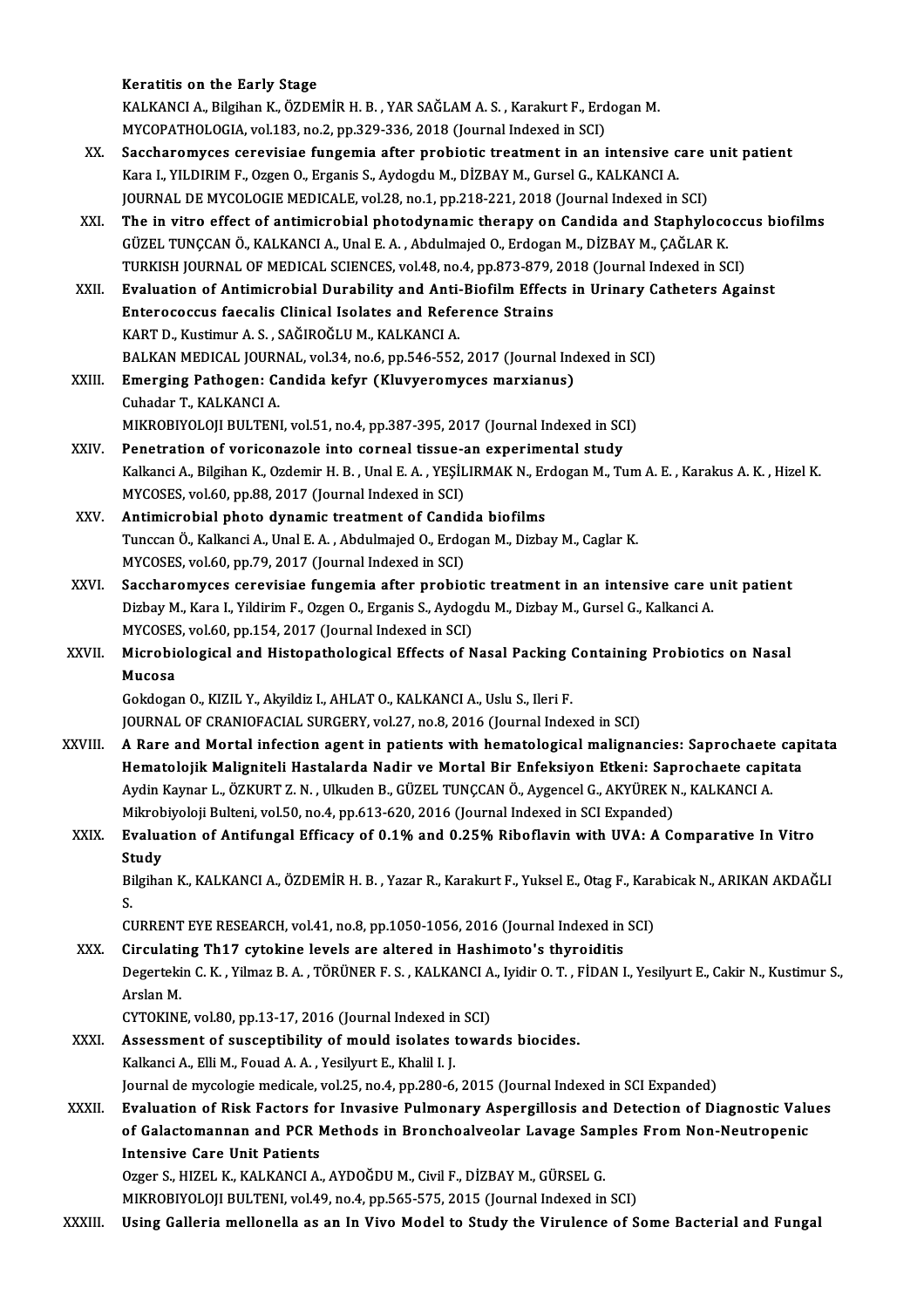Keratitis on the Early Stage
KALKANCI A., Bilgihan K., ÖZDEMİR H. B. , YAR SAĞLAM A. S. , Karakurt F., Erdogan M.
MYCOPATHOLOGIA, vol.183, no.2, pp.329-336, 2018 (Journal Indexed in SCI)

XX. **Saccharomyces cerevisiae fungemia after probiotic treatment in an intensive care unit patient**
Kara I., YILDIRIM F., Ozgen O., Erganis S., Aydogdu M., DİZBAY M., Gursel G., KALKANCI A.
JOURNAL DE MYCOLOGIE MEDICALE, vol.28, no.1, pp.218-221, 2018 (Journal Indexed in SCI)

XXI. **The in vitro effect of antimicrobial photodynamic therapy on Candida and Staphylococcus biofilms**
GÜZEL TUNÇCAN Ö., KALKANCI A., Unal E. A. , Abdulmajed O., Erdogan M., DİZBAY M., ÇAĞLAR K.
TURKISH JOURNAL OF MEDICAL SCIENCES, vol.48, no.4, pp.873-879, 2018 (Journal Indexed in SCI)

XXII. **Evaluation of Antimicrobial Durability and Anti-Biofilm Effects in Urinary Catheters Against Enterococcus faecalis Clinical Isolates and Reference Strains**
KART D., Kustimur A. S. , SAĞIROĞLU M., KALKANCI A.
BALKAN MEDICAL JOURNAL, vol.34, no.6, pp.546-552, 2017 (Journal Indexed in SCI)

XXIII. **Emerging Pathogen: Candida kefyr (Kluvyeromyces marxianus)**
Cuhadar T., KALKANCI A.
MIKROBIYOLOJI BULTENI, vol.51, no.4, pp.387-395, 2017 (Journal Indexed in SCI)

XXIV. **Penetration of voriconazole into corneal tissue-an experimental study**
Kalkanci A., Bilgihan K., Ozdemir H. B. , Unal E. A. , YEŞİLIRMAK N., Erdogan M., Tum A. E. , Karakus A. K. , Hizel K.
MYCOSES, vol.60, pp.88, 2017 (Journal Indexed in SCI)

XXV. **Antimicrobial photo dynamic treatment of Candida biofilms**
Tunccan Ö., Kalkanci A., Unal E. A. , Abdulmajed O., Erdogan M., Dizbay M., Caglar K.
MYCOSES, vol.60, pp.79, 2017 (Journal Indexed in SCI)

XXVI. **Saccharomyces cerevisiae fungemia after probiotic treatment in an intensive care unit patient**
Dizbay M., Kara I., Yildirim F., Ozgen O., Erganis S., Aydogdu M., Dizbay M., Gursel G., Kalkanci A.
MYCOSES, vol.60, pp.154, 2017 (Journal Indexed in SCI)

XXVII. **Microbiological and Histopathological Effects of Nasal Packing Containing Probiotics on Nasal Mucosa**
Gokdogan O., KIZIL Y., Akyildiz I., AHLAT O., KALKANCI A., Uslu S., Ileri F.
JOURNAL OF CRANIOFACIAL SURGERY, vol.27, no.8, 2016 (Journal Indexed in SCI)

XXVIII. **A Rare and Mortal infection agent in patients with hematological malignancies: Saprochaete capitata Hematolojik Maligniteli Hastalarda Nadir ve Mortal Bir Enfeksiyon Etkeni: Saprochaete capitata**
Aydin Kaynar L., ÖZKURT Z. N. , Ulkuden B., GÜZEL TUNÇCAN Ö., Aygencel G., AKYÜREK N., KALKANCI A.
Mikrobiyoloji Bulteni, vol.50, no.4, pp.613-620, 2016 (Journal Indexed in SCI Expanded)

XXIX. **Evaluation of Antifungal Efficacy of 0.1% and 0.25% Riboflavin with UVA: A Comparative In Vitro Study**
Bilgihan K., KALKANCI A., ÖZDEMİR H. B. , Yazar R., Karakurt F., Yuksel E., Otag F., Karabicak N., ARIKAN AKDAĞLI S.
CURRENT EYE RESEARCH, vol.41, no.8, pp.1050-1056, 2016 (Journal Indexed in SCI)

XXX. **Circulating Th17 cytokine levels are altered in Hashimoto's thyroiditis**
Degertekin C. K. , Yilmaz B. A. , TÖRÜNER F. S. , KALKANCI A., Iyidir O. T. , FİDAN I., Yesilyurt E., Cakir N., Kustimur S., Arslan M.
CYTOKINE, vol.80, pp.13-17, 2016 (Journal Indexed in SCI)

XXXI. **Assessment of susceptibility of mould isolates towards biocides.**
Kalkanci A., Elli M., Fouad A. A. , Yesilyurt E., Khalil I. J.
Journal de mycologie medicale, vol.25, no.4, pp.280-6, 2015 (Journal Indexed in SCI Expanded)

XXXII. **Evaluation of Risk Factors for Invasive Pulmonary Aspergillosis and Detection of Diagnostic Values of Galactomannan and PCR Methods in Bronchoalveolar Lavage Samples From Non-Neutropenic Intensive Care Unit Patients**
Ozger S., HIZEL K., KALKANCI A., AYDOĞDU M., Civil F., DİZBAY M., GÜRSEL G.
MIKROBIYOLOJI BULTENI, vol.49, no.4, pp.565-575, 2015 (Journal Indexed in SCI)

XXXIII. **Using Galleria mellonella as an In Vivo Model to Study the Virulence of Some Bacterial and Fungal**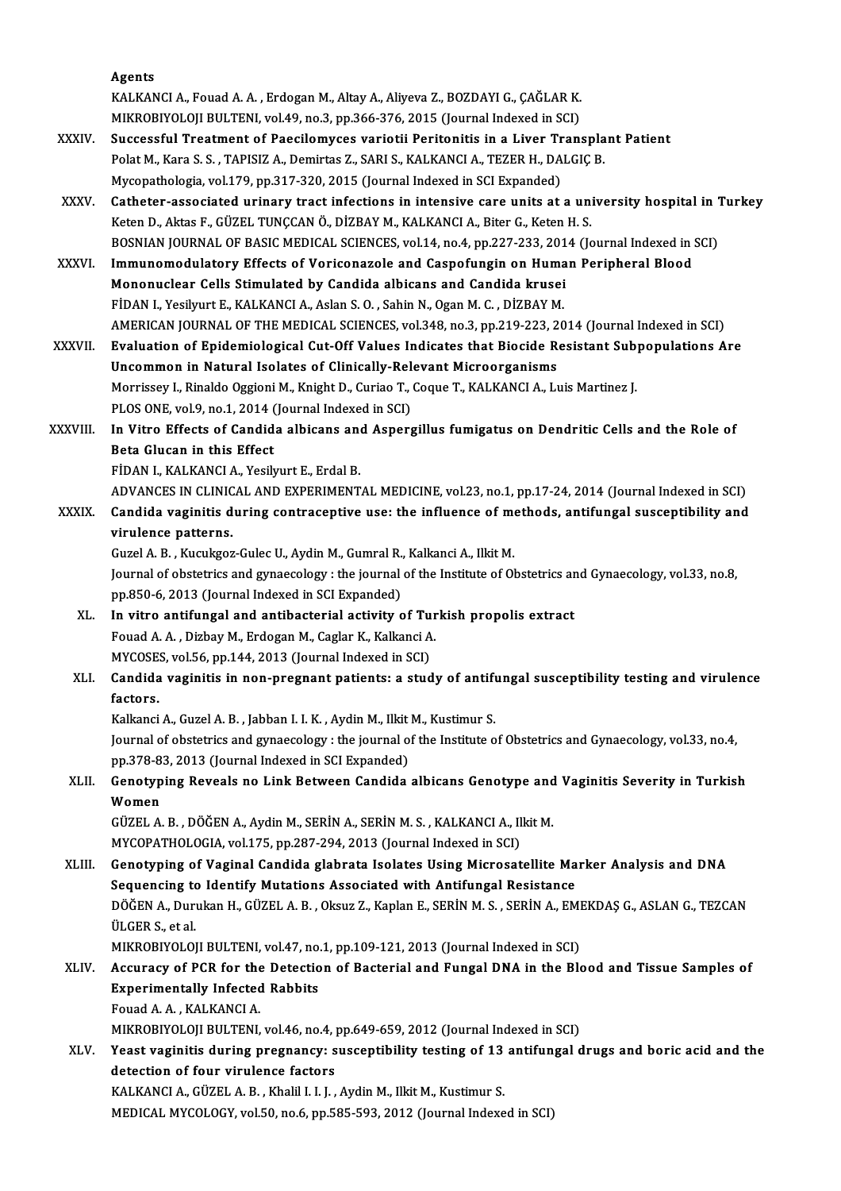Agents

KALKANCI A., Fouad A. A. , Erdogan M., Altay A., Aliyeva Z., BOZDAYI G., ÇAĞLAR K.
MIKROBIYOLOJI BULTENI, vol.49, no.3, pp.366-376, 2015 (Journal Indexed in SCI)

XXXIV. **Successful Treatment of Paecilomyces variotii Peritonitis in a Liver Transplant Patient**
Polat M., Kara S. S. , TAPISIZ A., Demirtas Z., SARI S., KALKANCI A., TEZER H., DALGIÇ B.
Mycopathologia, vol.179, pp.317-320, 2015 (Journal Indexed in SCI Expanded)

XXXV. **Catheter-associated urinary tract infections in intensive care units at a university hospital in Turkey**
Keten D., Aktas F., GÜZEL TUNÇCAN Ö., DİZBAY M., KALKANCI A., Biter G., Keten H. S.
BOSNIAN JOURNAL OF BASIC MEDICAL SCIENCES, vol.14, no.4, pp.227-233, 2014 (Journal Indexed in SCI)

XXXVI. **Immunomodulatory Effects of Voriconazole and Caspofungin on Human Peripheral Blood Mononuclear Cells Stimulated by Candida albicans and Candida krusei**
FİDAN I., Yesilyurt E., KALKANCI A., Aslan S. O. , Sahin N., Ogan M. C. , DİZBAY M.
AMERICAN JOURNAL OF THE MEDICAL SCIENCES, vol.348, no.3, pp.219-223, 2014 (Journal Indexed in SCI)

XXXVII. **Evaluation of Epidemiological Cut-Off Values Indicates that Biocide Resistant Subpopulations Are Uncommon in Natural Isolates of Clinically-Relevant Microorganisms**
Morrissey I., Rinaldo Oggioni M., Knight D., Curiao T., Coque T., KALKANCI A., Luis Martinez J.
PLOS ONE, vol.9, no.1, 2014 (Journal Indexed in SCI)

XXXVIII. **In Vitro Effects of Candida albicans and Aspergillus fumigatus on Dendritic Cells and the Role of Beta Glucan in this Effect**
FİDAN I., KALKANCI A., Yesilyurt E., Erdal B.
ADVANCES IN CLINICAL AND EXPERIMENTAL MEDICINE, vol.23, no.1, pp.17-24, 2014 (Journal Indexed in SCI)

XXXIX. **Candida vaginitis during contraceptive use: the influence of methods, antifungal susceptibility and virulence patterns.**
Guzel A. B. , Kucukgoz-Gulec U., Aydin M., Gumral R., Kalkanci A., Ilkit M.
Journal of obstetrics and gynaecology : the journal of the Institute of Obstetrics and Gynaecology, vol.33, no.8, pp.850-6, 2013 (Journal Indexed in SCI Expanded)

XL. **In vitro antifungal and antibacterial activity of Turkish propolis extract**
Fouad A. A. , Dizbay M., Erdogan M., Caglar K., Kalkanci A.
MYCOSES, vol.56, pp.144, 2013 (Journal Indexed in SCI)

XLI. **Candida vaginitis in non-pregnant patients: a study of antifungal susceptibility testing and virulence factors.**
Kalkanci A., Guzel A. B. , Jabban I. I. K. , Aydin M., Ilkit M., Kustimur S.
Journal of obstetrics and gynaecology : the journal of the Institute of Obstetrics and Gynaecology, vol.33, no.4, pp.378-83, 2013 (Journal Indexed in SCI Expanded)

XLII. **Genotyping Reveals no Link Between Candida albicans Genotype and Vaginitis Severity in Turkish Women**
GÜZEL A. B. , DÖĞEN A., Aydin M., SERİN A., SERİN M. S. , KALKANCI A., Ilkit M.
MYCOPATHOLOGIA, vol.175, pp.287-294, 2013 (Journal Indexed in SCI)

XLIII. **Genotyping of Vaginal Candida glabrata Isolates Using Microsatellite Marker Analysis and DNA Sequencing to Identify Mutations Associated with Antifungal Resistance**
DÖĞEN A., Durukan H., GÜZEL A. B. , Oksuz Z., Kaplan E., SERİN M. S. , SERİN A., EMEKDAŞ G., ASLAN G., TEZCAN ÜLGER S., et al.
MIKROBIYOLOJI BULTENI, vol.47, no.1, pp.109-121, 2013 (Journal Indexed in SCI)

XLIV. **Accuracy of PCR for the Detection of Bacterial and Fungal DNA in the Blood and Tissue Samples of Experimentally Infected Rabbits**
Fouad A. A. , KALKANCI A.
MIKROBIYOLOJI BULTENI, vol.46, no.4, pp.649-659, 2012 (Journal Indexed in SCI)

XLV. **Yeast vaginitis during pregnancy: susceptibility testing of 13 antifungal drugs and boric acid and the detection of four virulence factors**
KALKANCI A., GÜZEL A. B. , Khalil I. I. J. , Aydin M., Ilkit M., Kustimur S.
MEDICAL MYCOLOGY, vol.50, no.6, pp.585-593, 2012 (Journal Indexed in SCI)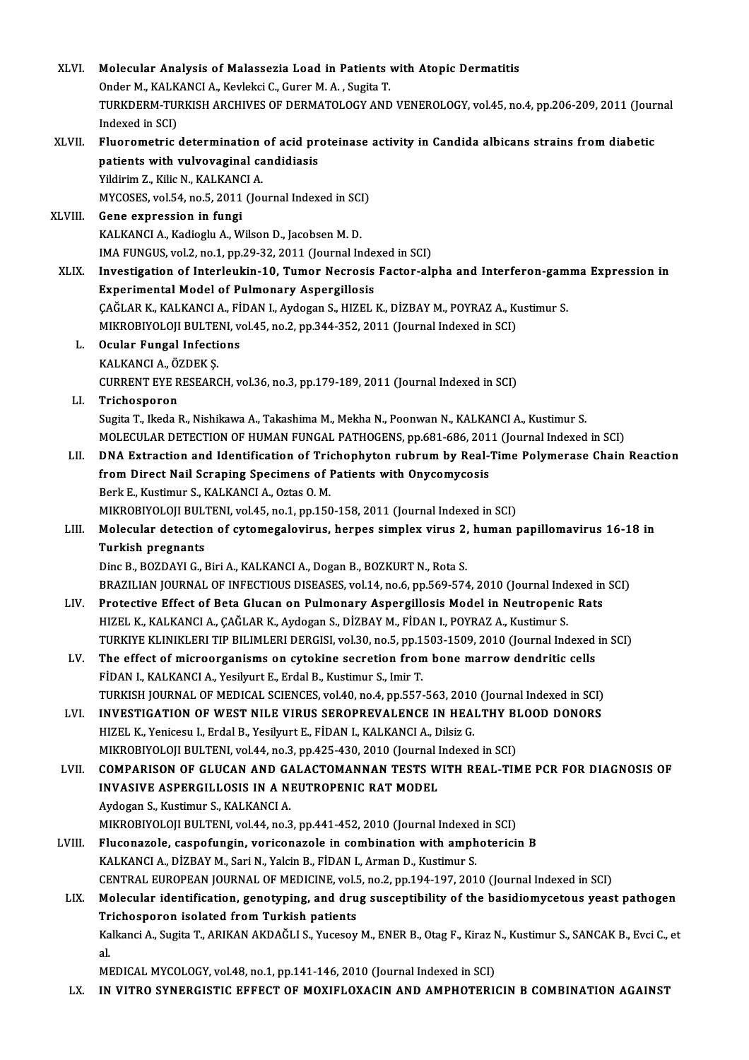XLVI. **Molecular Analysis of Malassezia Load in Patients with Atopic Dermatitis**
Onder M., KALKANCI A., Kevlekci C., Gurer M. A. , Sugita T.
TURKDERM-TURKISH ARCHIVES OF DERMATOLOGY AND VENEROLOGY, vol.45, no.4, pp.206-209, 2011 (Journal Indexed in SCI)

XLVII. **Fluorometric determination of acid proteinase activity in Candida albicans strains from diabetic patients with vulvovaginal candidiasis**
Yildirim Z., Kilic N., KALKANCI A.
MYCOSES, vol.54, no.5, 2011 (Journal Indexed in SCI)

XLVIII. **Gene expression in fungi**
KALKANCI A., Kadioglu A., Wilson D., Jacobsen M. D.
IMA FUNGUS, vol.2, no.1, pp.29-32, 2011 (Journal Indexed in SCI)

XLIX. **Investigation of Interleukin-10, Tumor Necrosis Factor-alpha and Interferon-gamma Expression in Experimental Model of Pulmonary Aspergillosis**
ÇAĞLAR K., KALKANCI A., FİDAN I., Aydogan S., HIZEL K., DİZBAY M., POYRAZ A., Kustimur S.
MIKROBIYOLOJI BULTENI, vol.45, no.2, pp.344-352, 2011 (Journal Indexed in SCI)

L. **Ocular Fungal Infections**
KALKANCI A., ÖZDEK Ş.
CURRENT EYE RESEARCH, vol.36, no.3, pp.179-189, 2011 (Journal Indexed in SCI)

LI. **Trichosporon**
Sugita T., Ikeda R., Nishikawa A., Takashima M., Mekha N., Poonwan N., KALKANCI A., Kustimur S.
MOLECULAR DETECTION OF HUMAN FUNGAL PATHOGENS, pp.681-686, 2011 (Journal Indexed in SCI)

LII. **DNA Extraction and Identification of Trichophyton rubrum by Real-Time Polymerase Chain Reaction from Direct Nail Scraping Specimens of Patients with Onycomycosis**
Berk E., Kustimur S., KALKANCI A., Oztas O. M.
MIKROBIYOLOJI BULTENI, vol.45, no.1, pp.150-158, 2011 (Journal Indexed in SCI)

LIII. **Molecular detection of cytomegalovirus, herpes simplex virus 2, human papillomavirus 16-18 in Turkish pregnants**
Dinc B., BOZDAYI G., Biri A., KALKANCI A., Dogan B., BOZKURT N., Rota S.
BRAZILIAN JOURNAL OF INFECTIOUS DISEASES, vol.14, no.6, pp.569-574, 2010 (Journal Indexed in SCI)

LIV. **Protective Effect of Beta Glucan on Pulmonary Aspergillosis Model in Neutropenic Rats**
HIZEL K., KALKANCI A., ÇAĞLAR K., Aydogan S., DİZBAY M., FİDAN I., POYRAZ A., Kustimur S.
TURKIYE KLINIKLERI TIP BILIMLERI DERGISI, vol.30, no.5, pp.1503-1509, 2010 (Journal Indexed in SCI)

LV. **The effect of microorganisms on cytokine secretion from bone marrow dendritic cells**
FİDAN I., KALKANCI A., Yesilyurt E., Erdal B., Kustimur S., Imir T.
TURKISH JOURNAL OF MEDICAL SCIENCES, vol.40, no.4, pp.557-563, 2010 (Journal Indexed in SCI)

LVI. **INVESTIGATION OF WEST NILE VIRUS SEROPREVALENCE IN HEALTHY BLOOD DONORS**
HIZEL K., Yenicesu I., Erdal B., Yesilyurt E., FİDAN I., KALKANCI A., Dilsiz G.
MIKROBIYOLOJI BULTENI, vol.44, no.3, pp.425-430, 2010 (Journal Indexed in SCI)

LVII. **COMPARISON OF GLUCAN AND GALACTOMANNAN TESTS WITH REAL-TIME PCR FOR DIAGNOSIS OF INVASIVE ASPERGILLOSIS IN A NEUTROPENIC RAT MODEL**
Aydogan S., Kustimur S., KALKANCI A.
MIKROBIYOLOJI BULTENI, vol.44, no.3, pp.441-452, 2010 (Journal Indexed in SCI)

LVIII. **Fluconazole, caspofungin, voriconazole in combination with amphotericin B**
KALKANCI A., DİZBAY M., Sari N., Yalcin B., FİDAN I., Arman D., Kustimur S.
CENTRAL EUROPEAN JOURNAL OF MEDICINE, vol.5, no.2, pp.194-197, 2010 (Journal Indexed in SCI)

LIX. **Molecular identification, genotyping, and drug susceptibility of the basidiomycetous yeast pathogen Trichosporon isolated from Turkish patients**
Kalkanci A., Sugita T., ARIKAN AKDAĞLI S., Yucesoy M., ENER B., Otag F., Kiraz N., Kustimur S., SANCAK B., Evci C., et al.
MEDICAL MYCOLOGY, vol.48, no.1, pp.141-146, 2010 (Journal Indexed in SCI)

LX. **IN VITRO SYNERGISTIC EFFECT OF MOXIFLOXACIN AND AMPHOTERICIN B COMBINATION AGAINST**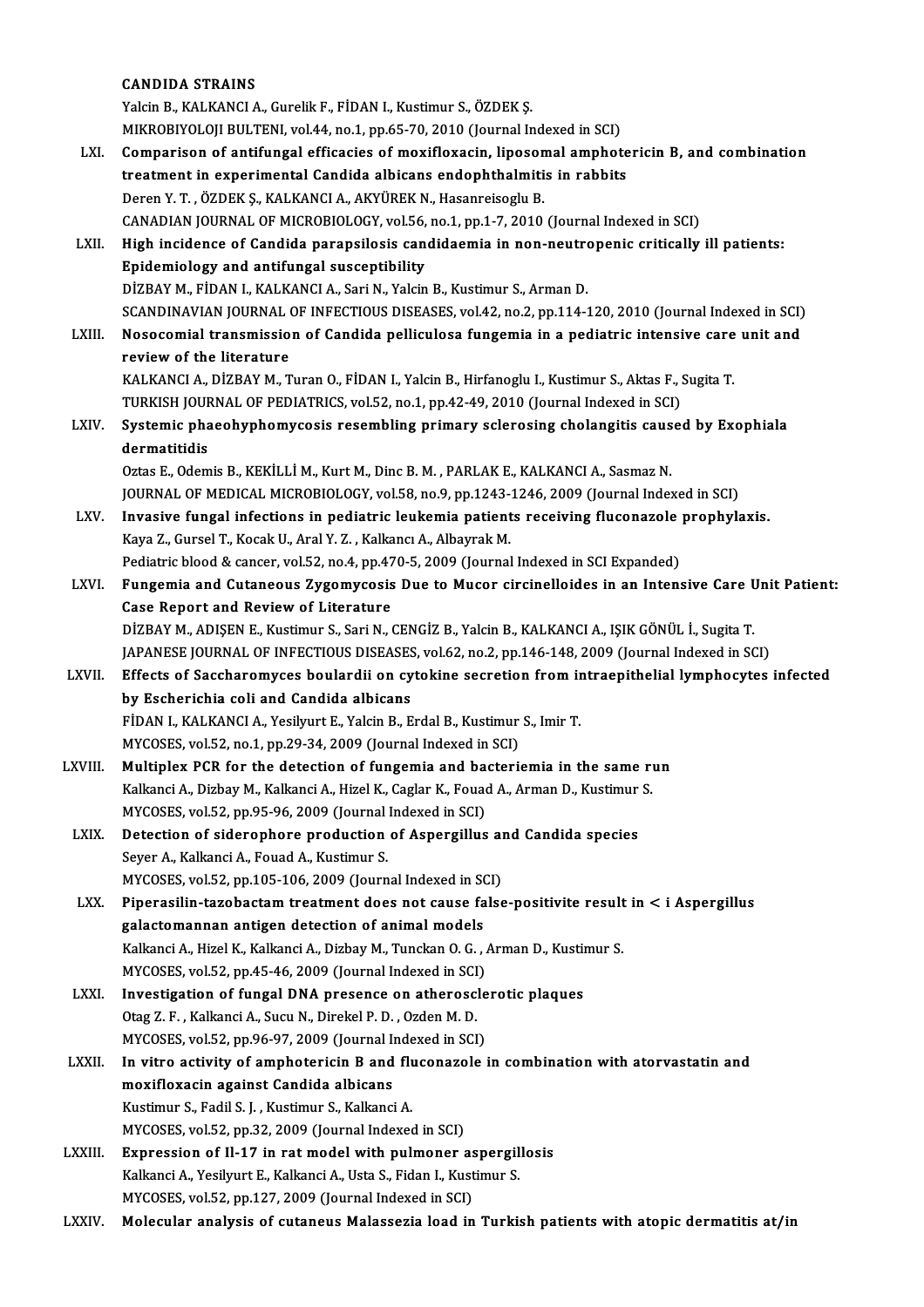**CANDIDA STRAINS**
Yalcin B., KALKANCI A., Gurelik F., FİDAN I., Kustimur S., ÖZDEK Ş.
MIKROBIYOLOJI BULTENI, vol.44, no.1, pp.65-70, 2010 (Journal Indexed in SCI)

LXI. **Comparison of antifungal efficacies of moxifloxacin, liposomal amphotericin B, and combination treatment in experimental Candida albicans endophthalmitis in rabbits**
Deren Y. T. , ÖZDEK Ş., KALKANCI A., AKYÜREK N., Hasanreisoglu B.
CANADIAN JOURNAL OF MICROBIOLOGY, vol.56, no.1, pp.1-7, 2010 (Journal Indexed in SCI)

LXII. **High incidence of Candida parapsilosis candidaemia in non-neutropenic critically ill patients: Epidemiology and antifungal susceptibility**
DİZBAY M., FİDAN I., KALKANCI A., Sari N., Yalcin B., Kustimur S., Arman D.
SCANDINAVIAN JOURNAL OF INFECTIOUS DISEASES, vol.42, no.2, pp.114-120, 2010 (Journal Indexed in SCI)

LXIII. **Nosocomial transmission of Candida pelliculosa fungemia in a pediatric intensive care unit and review of the literature**
KALKANCI A., DİZBAY M., Turan O., FİDAN I., Yalcin B., Hirfanoglu I., Kustimur S., Aktas F., Sugita T.
TURKISH JOURNAL OF PEDIATRICS, vol.52, no.1, pp.42-49, 2010 (Journal Indexed in SCI)

LXIV. **Systemic phaeohyphomycosis resembling primary sclerosing cholangitis caused by Exophiala dermatitidis**
Oztas E., Odemis B., KEKİLLİ M., Kurt M., Dinc B. M. , PARLAK E., KALKANCI A., Sasmaz N.
JOURNAL OF MEDICAL MICROBIOLOGY, vol.58, no.9, pp.1243-1246, 2009 (Journal Indexed in SCI)

LXV. **Invasive fungal infections in pediatric leukemia patients receiving fluconazole prophylaxis.**
Kaya Z., Gursel T., Kocak U., Aral Y. Z. , Kalkancı A., Albayrak M.
Pediatric blood & cancer, vol.52, no.4, pp.470-5, 2009 (Journal Indexed in SCI Expanded)

LXVI. **Fungemia and Cutaneous Zygomycosis Due to Mucor circinelloides in an Intensive Care Unit Patient: Case Report and Review of Literature**
DİZBAY M., ADIŞEN E., Kustimur S., Sari N., CENGİZ B., Yalcin B., KALKANCI A., IŞIK GÖNÜL İ., Sugita T.
JAPANESE JOURNAL OF INFECTIOUS DISEASES, vol.62, no.2, pp.146-148, 2009 (Journal Indexed in SCI)

LXVII. **Effects of Saccharomyces boulardii on cytokine secretion from intraepithelial lymphocytes infected by Escherichia coli and Candida albicans**
FİDAN I., KALKANCI A., Yesilyurt E., Yalcin B., Erdal B., Kustimur S., Imir T.
MYCOSES, vol.52, no.1, pp.29-34, 2009 (Journal Indexed in SCI)

LXVIII. **Multiplex PCR for the detection of fungemia and bacteriemia in the same run**
Kalkanci A., Dizbay M., Kalkanci A., Hizel K., Caglar K., Fouad A., Arman D., Kustimur S.
MYCOSES, vol.52, pp.95-96, 2009 (Journal Indexed in SCI)

LXIX. **Detection of siderophore production of Aspergillus and Candida species**
Seyer A., Kalkanci A., Fouad A., Kustimur S.
MYCOSES, vol.52, pp.105-106, 2009 (Journal Indexed in SCI)

LXX. **Piperasilin-tazobactam treatment does not cause false-positivite result in < i Aspergillus galactomannan antigen detection of animal models**
Kalkanci A., Hizel K., Kalkanci A., Dizbay M., Tunckan O. G. , Arman D., Kustimur S.
MYCOSES, vol.52, pp.45-46, 2009 (Journal Indexed in SCI)

LXXI. **Investigation of fungal DNA presence on atherosclerotic plaques**
Otag Z. F. , Kalkanci A., Sucu N., Direkel P. D. , Ozden M. D.
MYCOSES, vol.52, pp.96-97, 2009 (Journal Indexed in SCI)

LXXII. **In vitro activity of amphotericin B and fluconazole in combination with atorvastatin and moxifloxacin against Candida albicans**
Kustimur S., Fadil S. J. , Kustimur S., Kalkanci A.
MYCOSES, vol.52, pp.32, 2009 (Journal Indexed in SCI)

LXXIII. **Expression of Il-17 in rat model with pulmoner aspergillosis**
Kalkanci A., Yesilyurt E., Kalkanci A., Usta S., Fidan I., Kustimur S.
MYCOSES, vol.52, pp.127, 2009 (Journal Indexed in SCI)

LXXIV. **Molecular analysis of cutaneus Malassezia load in Turkish patients with atopic dermatitis at/in**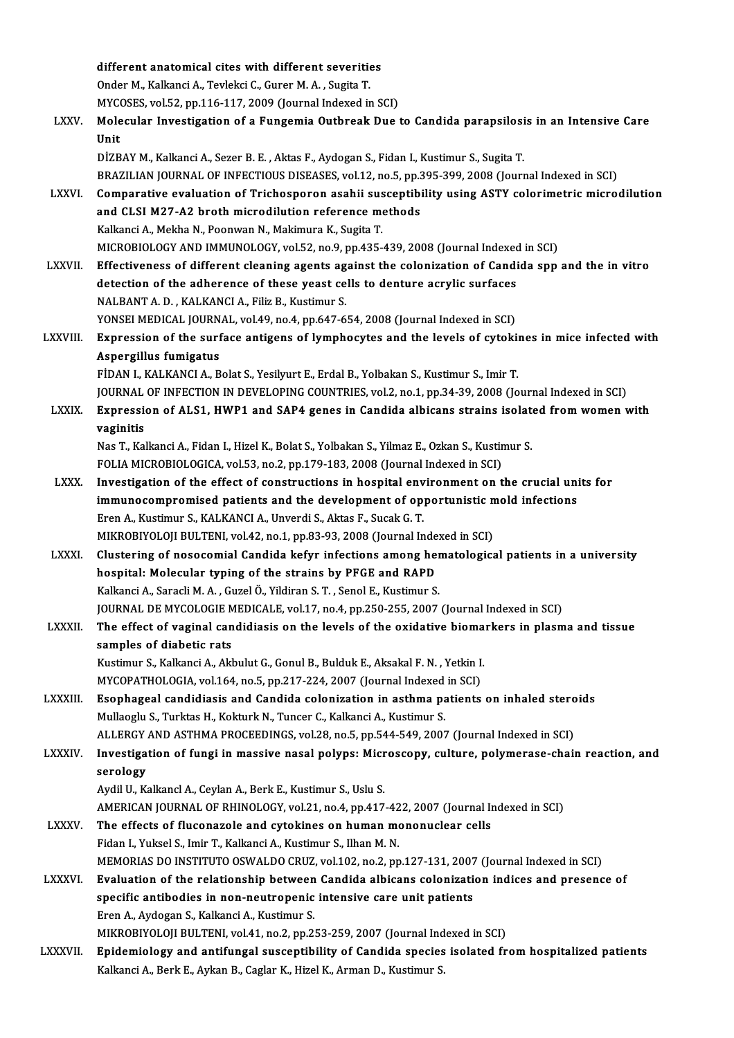different anatomical cites with different severities
Onder M., Kalkanci A., Tevlekci C., Gurer M. A. , Sugita T.
MYCOSES, vol.52, pp.116-117, 2009 (Journal Indexed in SCI)

LXXV. **Molecular Investigation of a Fungemia Outbreak Due to Candida parapsilosis in an Intensive Care Unit**
DİZBAY M., Kalkanci A., Sezer B. E. , Aktas F., Aydogan S., Fidan I., Kustimur S., Sugita T.
BRAZILIAN JOURNAL OF INFECTIOUS DISEASES, vol.12, no.5, pp.395-399, 2008 (Journal Indexed in SCI)

LXXVI. **Comparative evaluation of Trichosporon asahii susceptibility using ASTY colorimetric microdilution and CLSI M27-A2 broth microdilution reference methods**
Kalkanci A., Mekha N., Poonwan N., Makimura K., Sugita T.
MICROBIOLOGY AND IMMUNOLOGY, vol.52, no.9, pp.435-439, 2008 (Journal Indexed in SCI)

LXXVII. **Effectiveness of different cleaning agents against the colonization of Candida spp and the in vitro detection of the adherence of these yeast cells to denture acrylic surfaces**
NALBANT A. D. , KALKANCI A., Filiz B., Kustimur S.
YONSEI MEDICAL JOURNAL, vol.49, no.4, pp.647-654, 2008 (Journal Indexed in SCI)

LXXVIII. **Expression of the surface antigens of lymphocytes and the levels of cytokines in mice infected with Aspergillus fumigatus**
FİDAN I., KALKANCI A., Bolat S., Yesilyurt E., Erdal B., Yolbakan S., Kustimur S., Imir T.
JOURNAL OF INFECTION IN DEVELOPING COUNTRIES, vol.2, no.1, pp.34-39, 2008 (Journal Indexed in SCI)

LXXIX. **Expression of ALS1, HWP1 and SAP4 genes in Candida albicans strains isolated from women with vaginitis**
Nas T., Kalkanci A., Fidan I., Hizel K., Bolat S., Yolbakan S., Yilmaz E., Ozkan S., Kustimur S.
FOLIA MICROBIOLOGICA, vol.53, no.2, pp.179-183, 2008 (Journal Indexed in SCI)

LXXX. **Investigation of the effect of constructions in hospital environment on the crucial units for immunocompromised patients and the development of opportunistic mold infections**
Eren A., Kustimur S., KALKANCI A., Unverdi S., Aktas F., Sucak G. T.
MIKROBIYOLOJI BULTENI, vol.42, no.1, pp.83-93, 2008 (Journal Indexed in SCI)

LXXXI. **Clustering of nosocomial Candida kefyr infections among hematological patients in a university hospital: Molecular typing of the strains by PFGE and RAPD**
Kalkanci A., Saracli M. A. , Guzel Ö., Yildiran S. T. , Senol E., Kustimur S.
JOURNAL DE MYCOLOGIE MEDICALE, vol.17, no.4, pp.250-255, 2007 (Journal Indexed in SCI)

LXXXII. **The effect of vaginal candidiasis on the levels of the oxidative biomarkers in plasma and tissue samples of diabetic rats**
Kustimur S., Kalkanci A., Akbulut G., Gonul B., Bulduk E., Aksakal F. N. , Yetkin I.
MYCOPATHOLOGIA, vol.164, no.5, pp.217-224, 2007 (Journal Indexed in SCI)

LXXXIII. **Esophageal candidiasis and Candida colonization in asthma patients on inhaled steroids**
Mullaoglu S., Turktas H., Kokturk N., Tuncer C., Kalkanci A., Kustimur S.
ALLERGY AND ASTHMA PROCEEDINGS, vol.28, no.5, pp.544-549, 2007 (Journal Indexed in SCI)

LXXXIV. **Investigation of fungi in massive nasal polyps: Microscopy, culture, polymerase-chain reaction, and serology**
Aydil U., Kalkancl A., Ceylan A., Berk E., Kustimur S., Uslu S.
AMERICAN JOURNAL OF RHINOLOGY, vol.21, no.4, pp.417-422, 2007 (Journal Indexed in SCI)

LXXXV. **The effects of fluconazole and cytokines on human mononuclear cells**
Fidan I., Yuksel S., Imir T., Kalkanci A., Kustimur S., Ilhan M. N.
MEMORIAS DO INSTITUTO OSWALDO CRUZ, vol.102, no.2, pp.127-131, 2007 (Journal Indexed in SCI)

LXXXVI. **Evaluation of the relationship between Candida albicans colonization indices and presence of specific antibodies in non-neutropenic intensive care unit patients**
Eren A., Aydogan S., Kalkanci A., Kustimur S.
MIKROBIYOLOJI BULTENI, vol.41, no.2, pp.253-259, 2007 (Journal Indexed in SCI)

LXXXVII. **Epidemiology and antifungal susceptibility of Candida species isolated from hospitalized patients**
Kalkanci A., Berk E., Aykan B., Caglar K., Hizel K., Arman D., Kustimur S.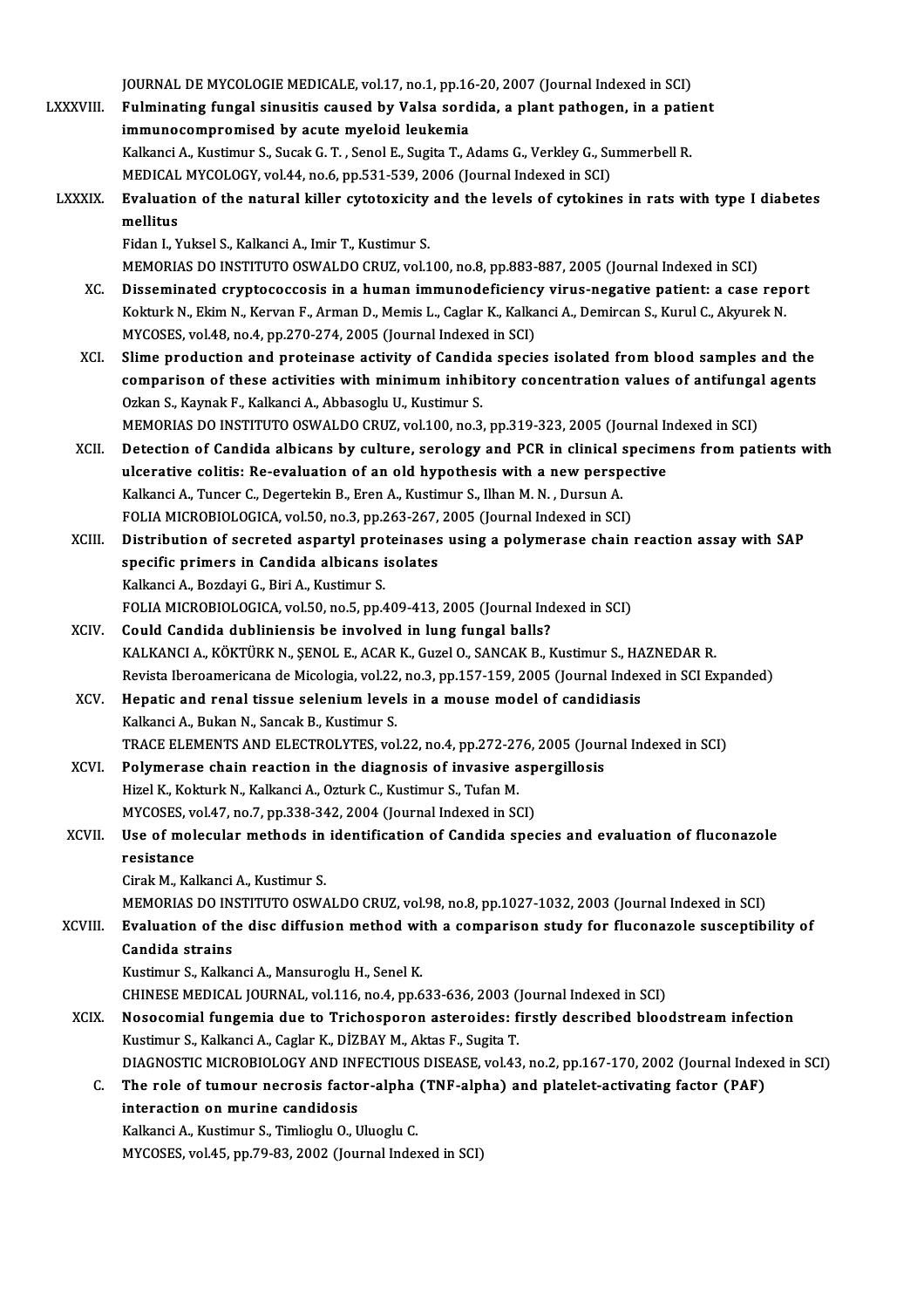JOURNAL DE MYCOLOGIE MEDICALE, vol.17, no.1, pp.16-20, 2007 (Journal Indexed in SCI)

LXXXVIII. **Fulminating fungal sinusitis caused by Valsa sordida, a plant pathogen, in a patient immunocompromised by acute myeloid leukemia**
Kalkanci A., Kustimur S., Sucak G. T. , Senol E., Sugita T., Adams G., Verkley G., Summerbell R.
MEDICAL MYCOLOGY, vol.44, no.6, pp.531-539, 2006 (Journal Indexed in SCI)

LXXXIX. **Evaluation of the natural killer cytotoxicity and the levels of cytokines in rats with type I diabetes mellitus**
Fidan I., Yuksel S., Kalkanci A., Imir T., Kustimur S.
MEMORIAS DO INSTITUTO OSWALDO CRUZ, vol.100, no.8, pp.883-887, 2005 (Journal Indexed in SCI)

XC. **Disseminated cryptococcosis in a human immunodeficiency virus-negative patient: a case report**
Kokturk N., Ekim N., Kervan F., Arman D., Memis L., Caglar K., Kalkanci A., Demircan S., Kurul C., Akyurek N.
MYCOSES, vol.48, no.4, pp.270-274, 2005 (Journal Indexed in SCI)

XCI. **Slime production and proteinase activity of Candida species isolated from blood samples and the comparison of these activities with minimum inhibitory concentration values of antifungal agents**
Ozkan S., Kaynak F., Kalkanci A., Abbasoglu U., Kustimur S.
MEMORIAS DO INSTITUTO OSWALDO CRUZ, vol.100, no.3, pp.319-323, 2005 (Journal Indexed in SCI)

XCII. **Detection of Candida albicans by culture, serology and PCR in clinical specimens from patients with ulcerative colitis: Re-evaluation of an old hypothesis with a new perspective**
Kalkanci A., Tuncer C., Degertekin B., Eren A., Kustimur S., Ilhan M. N. , Dursun A.
FOLIA MICROBIOLOGICA, vol.50, no.3, pp.263-267, 2005 (Journal Indexed in SCI)

XCIII. **Distribution of secreted aspartyl proteinases using a polymerase chain reaction assay with SAP specific primers in Candida albicans isolates**
Kalkanci A., Bozdayi G., Biri A., Kustimur S.
FOLIA MICROBIOLOGICA, vol.50, no.5, pp.409-413, 2005 (Journal Indexed in SCI)

XCIV. **Could Candida dubliniensis be involved in lung fungal balls?**
KALKANCI A., KÖKTÜRK N., ŞENOL E., ACAR K., Guzel O., SANCAK B., Kustimur S., HAZNEDAR R.
Revista Iberoamericana de Micologia, vol.22, no.3, pp.157-159, 2005 (Journal Indexed in SCI Expanded)

XCV. **Hepatic and renal tissue selenium levels in a mouse model of candidiasis**
Kalkanci A., Bukan N., Sancak B., Kustimur S.
TRACE ELEMENTS AND ELECTROLYTES, vol.22, no.4, pp.272-276, 2005 (Journal Indexed in SCI)

XCVI. **Polymerase chain reaction in the diagnosis of invasive aspergillosis**
Hizel K., Kokturk N., Kalkanci A., Ozturk C., Kustimur S., Tufan M.
MYCOSES, vol.47, no.7, pp.338-342, 2004 (Journal Indexed in SCI)

XCVII. **Use of molecular methods in identification of Candida species and evaluation of fluconazole resistance**
Cirak M., Kalkanci A., Kustimur S.
MEMORIAS DO INSTITUTO OSWALDO CRUZ, vol.98, no.8, pp.1027-1032, 2003 (Journal Indexed in SCI)

XCVIII. **Evaluation of the disc diffusion method with a comparison study for fluconazole susceptibility of Candida strains**
Kustimur S., Kalkanci A., Mansuroglu H., Senel K.
CHINESE MEDICAL JOURNAL, vol.116, no.4, pp.633-636, 2003 (Journal Indexed in SCI)

XCIX. **Nosocomial fungemia due to Trichosporon asteroides: firstly described bloodstream infection**
Kustimur S., Kalkanci A., Caglar K., DİZBAY M., Aktas F., Sugita T.
DIAGNOSTIC MICROBIOLOGY AND INFECTIOUS DISEASE, vol.43, no.2, pp.167-170, 2002 (Journal Indexed in SCI)

C. **The role of tumour necrosis factor-alpha (TNF-alpha) and platelet-activating factor (PAF) interaction on murine candidosis**
Kalkanci A., Kustimur S., Timlioglu O., Uluoglu C.
MYCOSES, vol.45, pp.79-83, 2002 (Journal Indexed in SCI)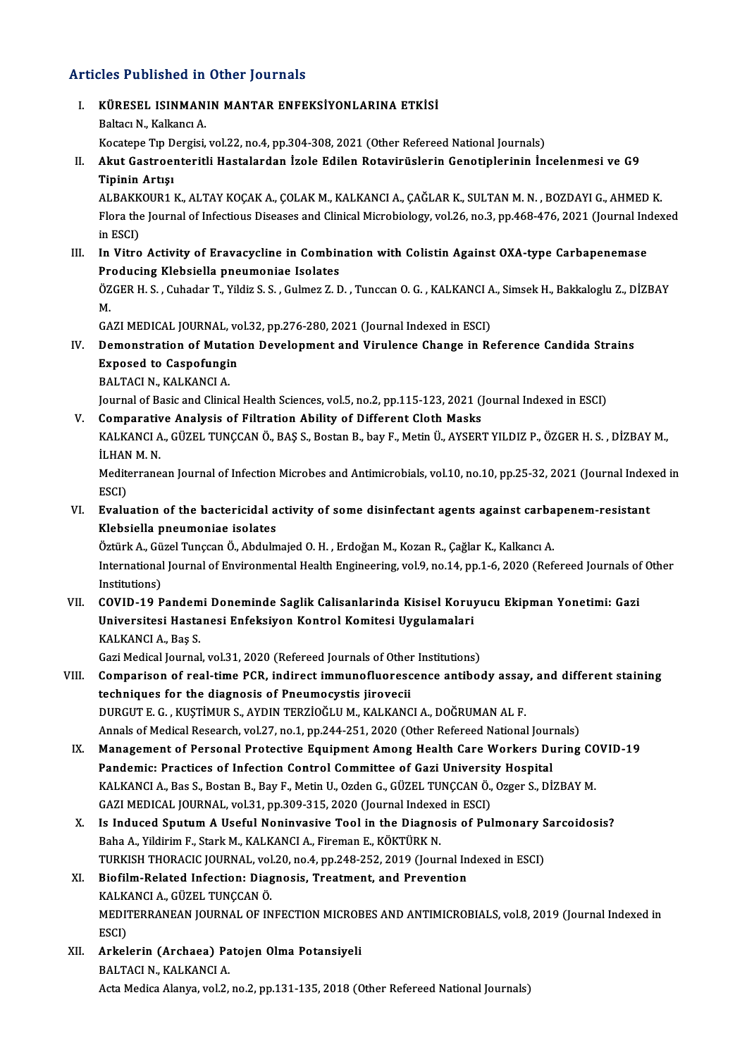## Articles Published in Other Journals

I. **KÜRESEL ISINMANIN MANTAR ENFEKSİYONLARINA ETKİSİ**
   Baltacı N., Kalkancı A.
   Kocatepe Tıp Dergisi, vol.22, no.4, pp.304-308, 2021 (Other Refereed National Journals)

II. **Akut Gastroenteritli Hastalardan İzole Edilen Rotavirüslerin Genotiplerinin İncelenmesi ve G9 Tipinin Artışı**
   ALBAKKOUR1 K., ALTAY KOÇAK A., ÇOLAK M., KALKANCI A., ÇAĞLAR K., SULTAN M. N. , BOZDAYI G., AHMED K.
   Flora the Journal of Infectious Diseases and Clinical Microbiology, vol.26, no.3, pp.468-476, 2021 (Journal Indexed in ESCI)

III. **In Vitro Activity of Eravacycline in Combination with Colistin Against OXA-type Carbapenemase Producing Klebsiella pneumoniae Isolates**
   ÖZGER H. S. , Cuhadar T., Yildiz S. S. , Gulmez Z. D. , Tunccan O. G. , KALKANCI A., Simsek H., Bakkaloglu Z., DİZBAY M.
   GAZI MEDICAL JOURNAL, vol.32, pp.276-280, 2021 (Journal Indexed in ESCI)

IV. **Demonstration of Mutation Development and Virulence Change in Reference Candida Strains Exposed to Caspofungin**
   BALTACI N., KALKANCI A.
   Journal of Basic and Clinical Health Sciences, vol.5, no.2, pp.115-123, 2021 (Journal Indexed in ESCI)

V. **Comparative Analysis of Filtration Ability of Different Cloth Masks**
   KALKANCI A., GÜZEL TUNÇCAN Ö., BAŞ S., Bostan B., bay F., Metin Ü., AYSERT YILDIZ P., ÖZGER H. S. , DİZBAY M., İLHAN M. N.
   Mediterranean Journal of Infection Microbes and Antimicrobials, vol.10, no.10, pp.25-32, 2021 (Journal Indexed in ESCI)

VI. **Evaluation of the bactericidal activity of some disinfectant agents against carbapenem-resistant Klebsiella pneumoniae isolates**
   Öztürk A., Güzel Tunçcan Ö., Abdulmajed O. H. , Erdoğan M., Kozan R., Çağlar K., Kalkancı A.
   International Journal of Environmental Health Engineering, vol.9, no.14, pp.1-6, 2020 (Refereed Journals of Other Institutions)

VII. **COVID-19 Pandemi Doneminde Saglik Calisanlarinda Kisisel Koruyucu Ekipman Yonetimi: Gazi Universitesi Hastanesi Enfeksiyon Kontrol Komitesi Uygulamalari**
   KALKANCI A., Baş S.
   Gazi Medical Journal, vol.31, 2020 (Refereed Journals of Other Institutions)

VIII. **Comparison of real-time PCR, indirect immunofluorescence antibody assay, and different staining techniques for the diagnosis of Pneumocystis jirovecii**
   DURGUT E. G. , KUŞTİMUR S., AYDIN TERZİOĞLU M., KALKANCI A., DOĞRUMAN AL F.
   Annals of Medical Research, vol.27, no.1, pp.244-251, 2020 (Other Refereed National Journals)

IX. **Management of Personal Protective Equipment Among Health Care Workers During COVID-19 Pandemic: Practices of Infection Control Committee of Gazi University Hospital**
   KALKANCI A., Bas S., Bostan B., Bay F., Metin U., Ozden G., GÜZEL TUNÇCAN Ö., Ozger S., DİZBAY M.
   GAZI MEDICAL JOURNAL, vol.31, pp.309-315, 2020 (Journal Indexed in ESCI)

X. **Is Induced Sputum A Useful Noninvasive Tool in the Diagnosis of Pulmonary Sarcoidosis?**
   Baha A., Yildirim F., Stark M., KALKANCI A., Fireman E., KÖKTÜRK N.
   TURKISH THORACIC JOURNAL, vol.20, no.4, pp.248-252, 2019 (Journal Indexed in ESCI)

XI. **Biofilm-Related Infection: Diagnosis, Treatment, and Prevention**
   KALKANCI A., GÜZEL TUNÇCAN Ö.
   MEDITERRANEAN JOURNAL OF INFECTION MICROBES AND ANTIMICROBIALS, vol.8, 2019 (Journal Indexed in ESCI)

XII. **Arkelerin (Archaea) Patojen Olma Potansiyeli**
   BALTACI N., KALKANCI A.
   Acta Medica Alanya, vol.2, no.2, pp.131-135, 2018 (Other Refereed National Journals)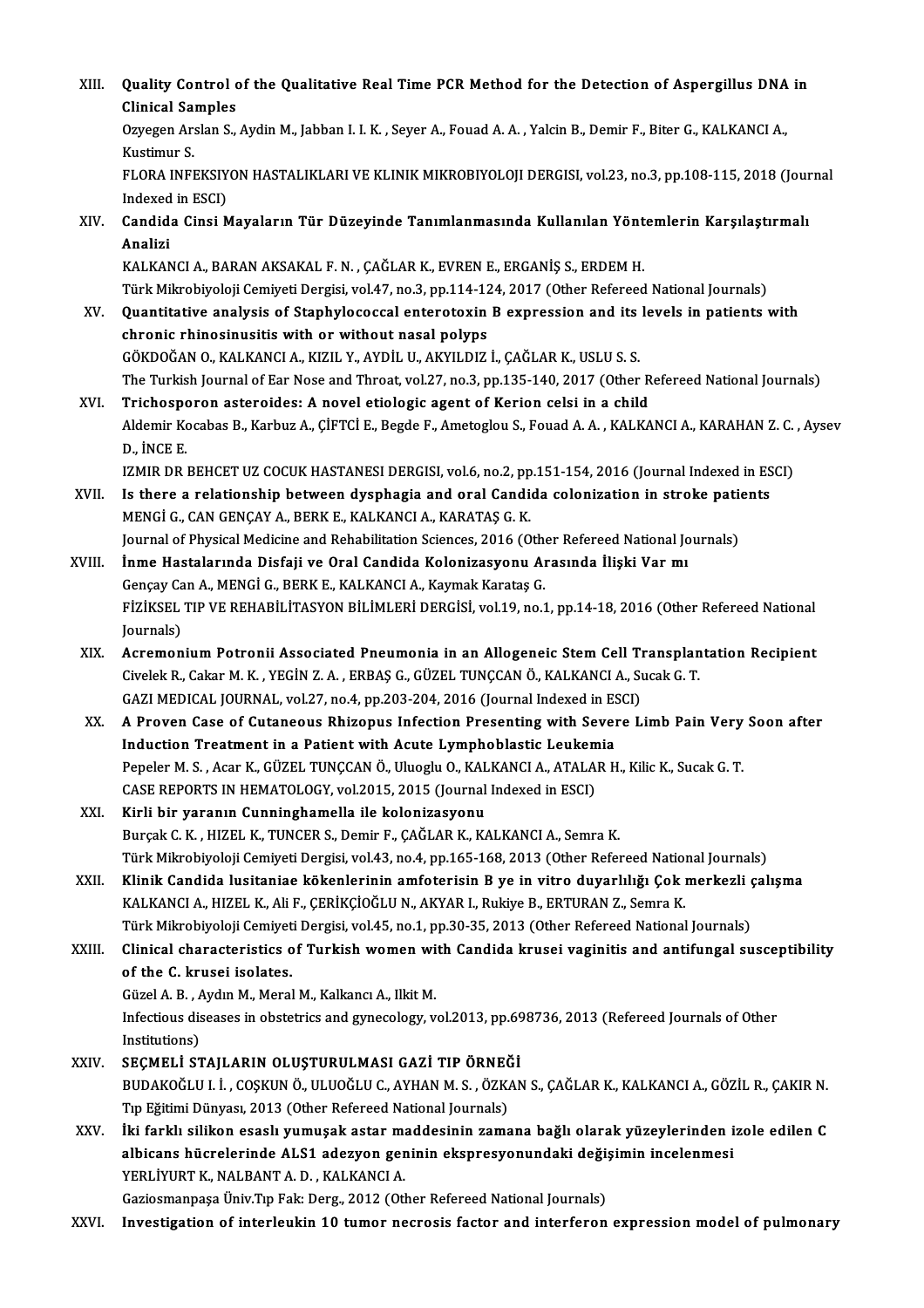XIII. **Quality Control of the Qualitative Real Time PCR Method for the Detection of Aspergillus DNA in Clinical Samples**
Ozyegen Arslan S., Aydin M., Jabban I. I. K. , Seyer A., Fouad A. A. , Yalcin B., Demir F., Biter G., KALKANCI A., Kustimur S.
FLORA INFEKSIYON HASTALIKLARI VE KLINIK MIKROBIYOLOJI DERGISI, vol.23, no.3, pp.108-115, 2018 (Journal Indexed in ESCI)

XIV. **Candida Cinsi Mayaların Tür Düzeyinde Tanımlanmasında Kullanılan Yöntemlerin Karşılaştırmalı Analizi**
KALKANCI A., BARAN AKSAKAL F. N. , ÇAĞLAR K., EVREN E., ERGANİŞ S., ERDEM H.
Türk Mikrobiyoloji Cemiyeti Dergisi, vol.47, no.3, pp.114-124, 2017 (Other Refereed National Journals)

XV. **Quantitative analysis of Staphylococcal enterotoxin B expression and its levels in patients with chronic rhinosinusitis with or without nasal polyps**
GÖKDOĞAN O., KALKANCI A., KIZIL Y., AYDİL U., AKYILDIZ İ., ÇAĞLAR K., USLU S. S.
The Turkish Journal of Ear Nose and Throat, vol.27, no.3, pp.135-140, 2017 (Other Refereed National Journals)

XVI. **Trichosporon asteroides: A novel etiologic agent of Kerion celsi in a child**
Aldemir Kocabas B., Karbuz A., ÇİFTCİ E., Begde F., Ametoglou S., Fouad A. A. , KALKANCI A., KARAHAN Z. C. , Aysev D., İNCE E.
IZMIR DR BEHCET UZ COCUK HASTANESI DERGISI, vol.6, no.2, pp.151-154, 2016 (Journal Indexed in ESCI)

XVII. **Is there a relationship between dysphagia and oral Candida colonization in stroke patients**
MENGİ G., CAN GENÇAY A., BERK E., KALKANCI A., KARATAŞ G. K.
Journal of Physical Medicine and Rehabilitation Sciences, 2016 (Other Refereed National Journals)

XVIII. **İnme Hastalarında Disfaji ve Oral Candida Kolonizasyonu Arasında İlişki Var mı**
Gençay Can A., MENGİ G., BERK E., KALKANCI A., Kaymak Karataş G.
FİZİKSEL TIP VE REHABİLİTASYON BİLİMLERİ DERGİSİ, vol.19, no.1, pp.14-18, 2016 (Other Refereed National Journals)

XIX. **Acremonium Potronii Associated Pneumonia in an Allogeneic Stem Cell Transplantation Recipient**
Civelek R., Cakar M. K. , YEGİN Z. A. , ERBAŞ G., GÜZEL TUNÇCAN Ö., KALKANCI A., Sucak G. T.
GAZI MEDICAL JOURNAL, vol.27, no.4, pp.203-204, 2016 (Journal Indexed in ESCI)

XX. **A Proven Case of Cutaneous Rhizopus Infection Presenting with Severe Limb Pain Very Soon after Induction Treatment in a Patient with Acute Lymphoblastic Leukemia**
Pepeler M. S. , Acar K., GÜZEL TUNÇCAN Ö., Uluoglu O., KALKANCI A., ATALAR H., Kilic K., Sucak G. T.
CASE REPORTS IN HEMATOLOGY, vol.2015, 2015 (Journal Indexed in ESCI)

XXI. **Kirli bir yaranın Cunninghamella ile kolonizasyonu**
Burçak C. K. , HIZEL K., TUNCER S., Demir F., ÇAĞLAR K., KALKANCI A., Semra K.
Türk Mikrobiyoloji Cemiyeti Dergisi, vol.43, no.4, pp.165-168, 2013 (Other Refereed National Journals)

XXII. **Klinik Candida lusitaniae kökenlerinin amfoterisin B ye in vitro duyarlılığı Çok merkezli çalışma**
KALKANCI A., HIZEL K., Ali F., ÇERİKÇİOĞLU N., AKYAR I., Rukiye B., ERTURAN Z., Semra K.
Türk Mikrobiyoloji Cemiyeti Dergisi, vol.45, no.1, pp.30-35, 2013 (Other Refereed National Journals)

XXIII. **Clinical characteristics of Turkish women with Candida krusei vaginitis and antifungal susceptibility of the C. krusei isolates.**
Güzel A. B. , Aydın M., Meral M., Kalkancı A., Ilkit M.
Infectious diseases in obstetrics and gynecology, vol.2013, pp.698736, 2013 (Refereed Journals of Other Institutions)

XXIV. **SEÇMELİ STAJLARIN OLUŞTURULMASI GAZİ TIP ÖRNEĞİ**
BUDAKOĞLU I. İ. , COŞKUN Ö., ULUOĞLU C., AYHAN M. S. , ÖZKAN S., ÇAĞLAR K., KALKANCI A., GÖZİL R., ÇAKIR N.
Tıp Eğitimi Dünyası, 2013 (Other Refereed National Journals)

XXV. **İki farklı silikon esaslı yumuşak astar maddesinin zamana bağlı olarak yüzeylerinden izole edilen C albicans hücrelerinde ALS1 adezyon geninin ekspresyonundaki değişimin incelenmesi**
YERLİYURT K., NALBANT A. D. , KALKANCI A.
Gaziosmanpaşa Üniv.Tıp Fak: Derg., 2012 (Other Refereed National Journals)

XXVI. **Investigation of interleukin 10 tumor necrosis factor and interferon expression model of pulmonary**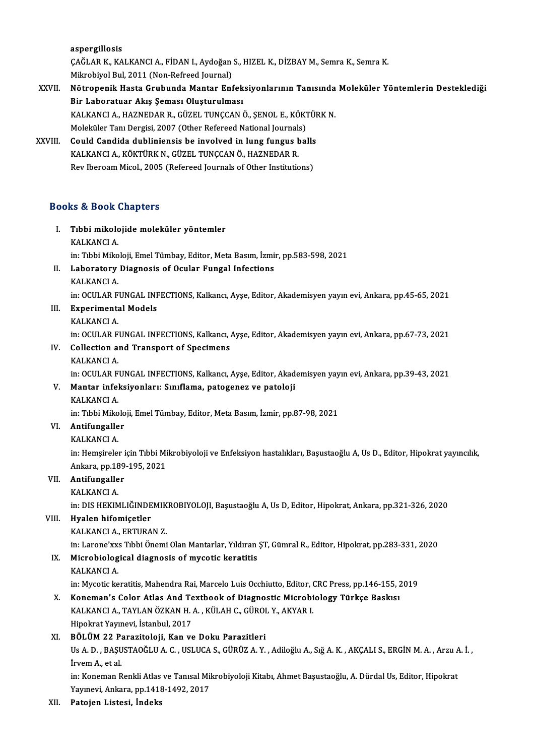aspergillosis
ÇAĞLAR K., KALKANCI A., FİDAN I., Aydoğan S., HIZEL K., DİZBAY M., Semra K., Semra K.
Mikrobiyol Bul, 2011 (Non-Refreed Journal)

XXVII. **Nötropenik Hasta Grubunda Mantar Enfeksiyonlarının Tanısında Moleküler Yöntemlerin Desteklediği Bir Laboratuar Akış Şeması Oluşturulması**
KALKANCI A., HAZNEDAR R., GÜZEL TUNÇCAN Ö., ŞENOL E., KÖKTÜRK N.
Moleküler Tanı Dergisi, 2007 (Other Refereed National Journals)

XXVIII. **Could Candida dubliniensis be involved in lung fungus balls**
KALKANCI A., KÖKTÜRK N., GÜZEL TUNÇCAN Ö., HAZNEDAR R.
Rev Iberoam Micol., 2005 (Refereed Journals of Other Institutions)

## Books & Book Chapters

I. **Tıbbi mikolojide moleküler yöntemler**
KALKANCI A.
in: Tıbbi Mikoloji, Emel Tümbay, Editor, Meta Basım, İzmir, pp.583-598, 2021

II. **Laboratory Diagnosis of Ocular Fungal Infections**
KALKANCI A.
in: OCULAR FUNGAL INFECTIONS, Kalkancı, Ayşe, Editor, Akademisyen yayın evi, Ankara, pp.45-65, 2021

III. **Experimental Models**
KALKANCI A.
in: OCULAR FUNGAL INFECTIONS, Kalkancı, Ayşe, Editor, Akademisyen yayın evi, Ankara, pp.67-73, 2021

IV. **Collection and Transport of Specimens**
KALKANCI A.
in: OCULAR FUNGAL INFECTIONS, Kalkancı, Ayşe, Editor, Akademisyen yayın evi, Ankara, pp.39-43, 2021

V. **Mantar infeksiyonları: Sınıflama, patogenez ve patoloji**
KALKANCI A.
in: Tıbbi Mikoloji, Emel Tümbay, Editor, Meta Basım, İzmir, pp.87-98, 2021

VI. **Antifungaller**
KALKANCI A.
in: Hemşireler için Tıbbi Mikrobiyoloji ve Enfeksiyon hastalıkları, Başustaoğlu A, Us D., Editor, Hipokrat yayıncılık, Ankara, pp.189-195, 2021

VII. **Antifungaller**
KALKANCI A.
in: DIS HEKIMLIĞINDEMIKROBIYOLOJI, Başustaoğlu A, Us D, Editor, Hipokrat, Ankara, pp.321-326, 2020

VIII. **Hyalen hifomiçetler**
KALKANCI A., ERTURAN Z.
in: Larone'xxs Tıbbi Önemi Olan Mantarlar, Yıldıran ŞT, Gümral R., Editor, Hipokrat, pp.283-331, 2020

IX. **Microbiological diagnosis of mycotic keratitis**
KALKANCI A.
in: Mycotic keratitis, Mahendra Rai, Marcelo Luis Occhiutto, Editor, CRC Press, pp.146-155, 2019

X. **Koneman's Color Atlas And Textbook of Diagnostic Microbiology Türkçe Baskısı**
KALKANCI A., TAYLAN ÖZKAN H. A. , KÜLAH C., GÜROL Y., AKYAR I.
Hipokrat Yayınevi, İstanbul, 2017

XI. **BÖLÜM 22 Parazitoloji, Kan ve Doku Parazitleri**
Us A. D. , BAŞUSTAOĞLU A. C. , USLUCA S., GÜRÜZ A. Y. , Adiloğlu A., Sığ A. K. , AKÇALI S., ERGİN M. A. , Arzu A. İ. , İrvem A., et al.
in: Koneman Renkli Atlas ve Tanısal Mikrobiyoloji Kitabı, Ahmet Başustaoğlu, A. Dürdal Us, Editor, Hipokrat Yayınevi, Ankara, pp.1418-1492, 2017

XII. **Patojen Listesi, İndeks**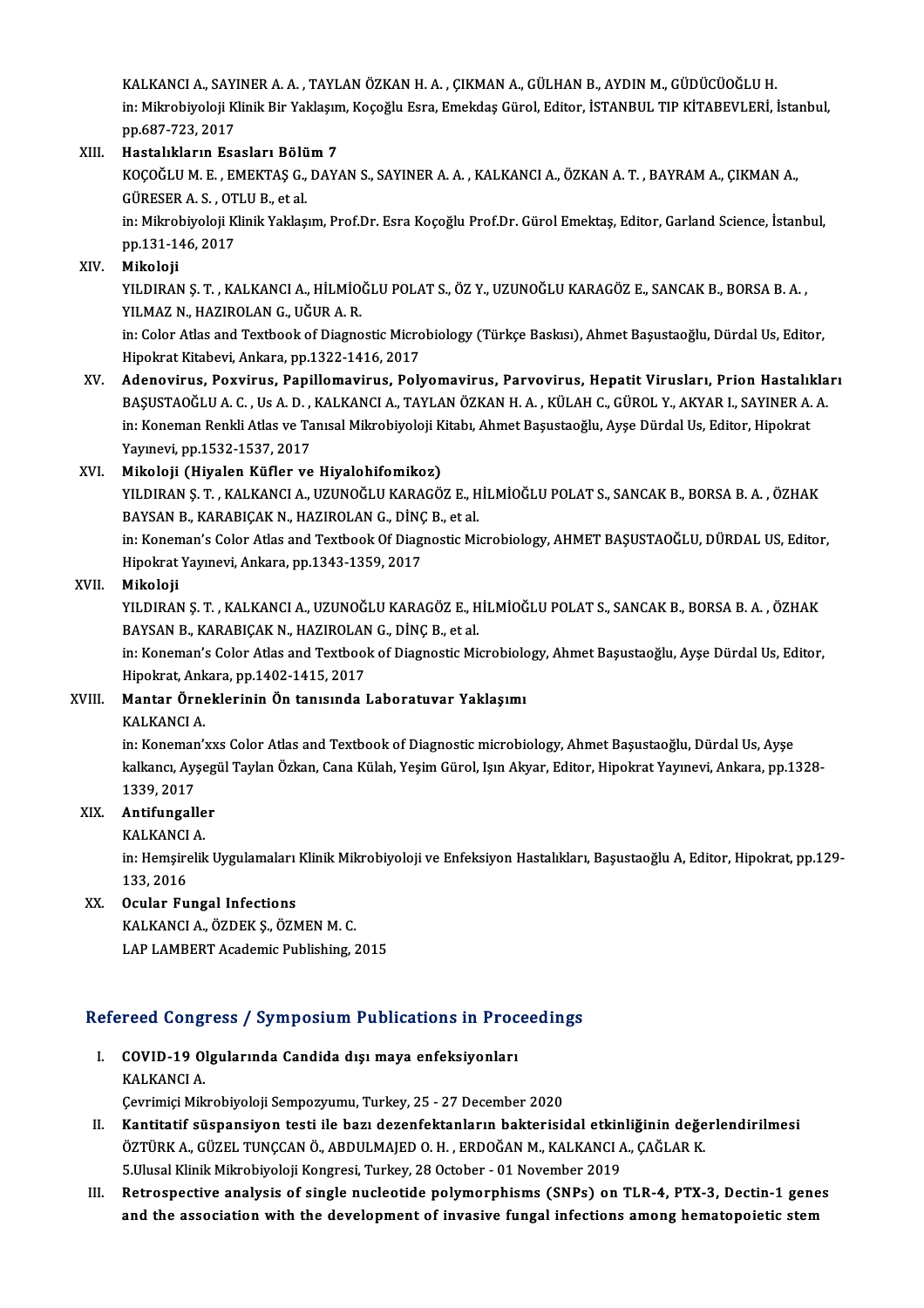KALKANCI A., SAYINER A. A. , TAYLAN ÖZKAN H. A. , ÇIKMAN A., GÜLHAN B., AYDIN M., GÜDÜCÜOĞLU H.
in: Mikrobiyoloji Klinik Bir Yaklaşım, Koçoğlu Esra, Emekdaş Gürol, Editor, İSTANBUL TIP KİTABEVLERİ, İstanbul, pp.687-723, 2017

XIII. **Hastalıkların Esasları Bölüm 7**
KOÇOĞLU M. E. , EMEKTAŞ G., DAYAN S., SAYINER A. A. , KALKANCI A., ÖZKAN A. T. , BAYRAM A., ÇIKMAN A., GÜRESER A. S. , OTLU B., et al.
in: Mikrobiyoloji Klinik Yaklaşım, Prof.Dr. Esra Koçoğlu Prof.Dr. Gürol Emektaş, Editor, Garland Science, İstanbul, pp.131-146, 2017

XIV. **Mikoloji**
YILDIRAN Ş. T. , KALKANCI A., HİLMİOĞLU POLAT S., ÖZ Y., UZUNOĞLU KARAGÖZ E., SANCAK B., BORSA B. A. , YILMAZ N., HAZIROLAN G., UĞUR A. R.
in: Color Atlas and Textbook of Diagnostic Microbiology (Türkçe Baskısı), Ahmet Başustaoğlu, Dürdal Us, Editor, Hipokrat Kitabevi, Ankara, pp.1322-1416, 2017

XV. **Adenovirus, Poxvirus, Papillomavirus, Polyomavirus, Parvovirus, Hepatit Virusları, Prion Hastalıkları**
BAŞUSTAOĞLU A. C. , Us A. D. , KALKANCI A., TAYLAN ÖZKAN H. A. , KÜLAH C., GÜROL Y., AKYAR I., SAYINER A. A.
in: Koneman Renkli Atlas ve Tanısal Mikrobiyoloji Kitabı, Ahmet Başustaoğlu, Ayşe Dürdal Us, Editor, Hipokrat Yayınevi, pp.1532-1537, 2017

XVI. **Mikoloji (Hiyalen Küfler ve Hiyalohifomikoz)**
YILDIRAN Ş. T. , KALKANCI A., UZUNOĞLU KARAGÖZ E., HİLMİOĞLU POLAT S., SANCAK B., BORSA B. A. , ÖZHAK BAYSAN B., KARABIÇAK N., HAZIROLAN G., DİNÇ B., et al.
in: Koneman's Color Atlas and Textbook Of Diagnostic Microbiology, AHMET BAŞUSTAOĞLU, DÜRDAL US, Editor, Hipokrat Yayınevi, Ankara, pp.1343-1359, 2017

XVII. **Mikoloji**
YILDIRAN Ş. T. , KALKANCI A., UZUNOĞLU KARAGÖZ E., HİLMİOĞLU POLAT S., SANCAK B., BORSA B. A. , ÖZHAK BAYSAN B., KARABIÇAK N., HAZIROLAN G., DİNÇ B., et al.
in: Koneman's Color Atlas and Textbook of Diagnostic Microbiology, Ahmet Başustaoğlu, Ayşe Dürdal Us, Editor, Hipokrat, Ankara, pp.1402-1415, 2017

XVIII. **Mantar Örneklerinin Ön tanısında Laboratuvar Yaklaşımı**
KALKANCI A.
in: Koneman'xxs Color Atlas and Textbook of Diagnostic microbiology, Ahmet Başustaoğlu, Dürdal Us, Ayşe kalkancı, Ayşegül Taylan Özkan, Cana Külah, Yeşim Gürol, Işın Akyar, Editor, Hipokrat Yayınevi, Ankara, pp.1328-1339, 2017

XIX. **Antifungaller**
KALKANCI A.
in: Hemşirelik Uygulamaları Klinik Mikrobiyoloji ve Enfeksiyon Hastalıkları, Başustaoğlu A, Editor, Hipokrat, pp.129-133, 2016

XX. **Ocular Fungal Infections**
KALKANCI A., ÖZDEK Ş., ÖZMEN M. C.
LAP LAMBERT Academic Publishing, 2015

## Refereed Congress / Symposium Publications in Proceedings

I. **COVID-19 Olgularında Candida dışı maya enfeksiyonları**
KALKANCI A.
Çevrimiçi Mikrobiyoloji Sempozyumu, Turkey, 25 - 27 December 2020

II. **Kantitatif süspansiyon testi ile bazı dezenfektanların bakterisidal etkinliğinin değerlendirilmesi**
ÖZTÜRK A., GÜZEL TUNÇCAN Ö., ABDULMAJED O. H. , ERDOĞAN M., KALKANCI A., ÇAĞLAR K.
5.Ulusal Klinik Mikrobiyoloji Kongresi, Turkey, 28 October - 01 November 2019

III. **Retrospective analysis of single nucleotide polymorphisms (SNPs) on TLR-4, PTX-3, Dectin-1 genes and the association with the development of invasive fungal infections among hematopoietic stem**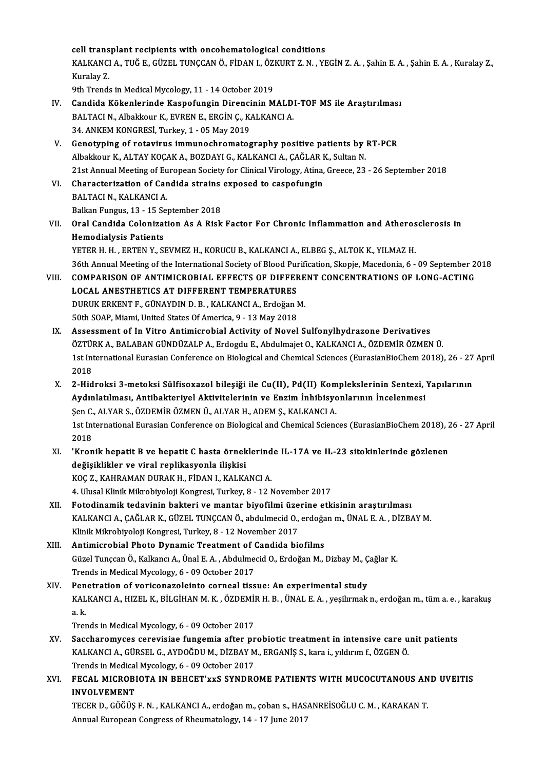cell transplant recipients with oncohematological conditions
KALKANCI A., TUĞ E., GÜZEL TUNÇCAN Ö., FİDAN I., ÖZKURT Z. N. , YEGİN Z. A. , Şahin E. A. , Şahin E. A. , Kuralay Z., Kuralay Z.
9th Trends in Medical Mycology, 11 - 14 October 2019

IV. **Candida Kökenlerinde Kaspofungin Direncinin MALDI-TOF MS ile Araştırılması**
BALTACI N., Albakkour K., EVREN E., ERGİN Ç., KALKANCI A.
34. ANKEM KONGRESİ, Turkey, 1 - 05 May 2019

V. **Genotyping of rotavirus immunochromatography positive patients by RT-PCR**
Albakkour K., ALTAY KOÇAK A., BOZDAYI G., KALKANCI A., ÇAĞLAR K., Sultan N.
21st Annual Meeting of European Society for Clinical Virology, Atina, Greece, 23 - 26 September 2018

VI. **Characterization of Candida strains exposed to caspofungin**
BALTACI N., KALKANCI A.
Balkan Fungus, 13 - 15 September 2018

VII. **Oral Candida Colonization As A Risk Factor For Chronic Inflammation and Atherosclerosis in Hemodialysis Patients**
YETER H. H. , ERTEN Y., SEVMEZ H., KORUCU B., KALKANCI A., ELBEG Ş., ALTOK K., YILMAZ H.
36th Annual Meeting of the International Society of Blood Purification, Skopje, Macedonia, 6 - 09 September 2018

VIII. **COMPARISON OF ANTIMICROBIAL EFFECTS OF DIFFERENT CONCENTRATIONS OF LONG-ACTING LOCAL ANESTHETICS AT DIFFERENT TEMPERATURES**
DURUK ERKENT F., GÜNAYDIN D. B. , KALKANCI A., Erdoğan M.
50th SOAP, Miami, United States Of America, 9 - 13 May 2018

IX. **Assessment of In Vitro Antimicrobial Activity of Novel Sulfonylhydrazone Derivatives**
ÖZTÜRK A., BALABAN GÜNDÜZALP A., Erdogdu E., Abdulmajet O., KALKANCI A., ÖZDEMİR ÖZMEN Ü.
1st International Eurasian Conference on Biological and Chemical Sciences (EurasianBioChem 2018), 26 - 27 April 2018

X. **2-Hidroksi 3-metoksi Sülfisoxazol bileşiği ile Cu(II), Pd(II) Komplekslerinin Sentezi, Yapılarının Aydınlatılması, Antibakteriyel Aktivitelerinin ve Enzim İnhibisyonlarının İncelenmesi**
Şen C., ALYAR S., ÖZDEMİR ÖZMEN Ü., ALYAR H., ADEM Ş., KALKANCI A.
1st International Eurasian Conference on Biological and Chemical Sciences (EurasianBioChem 2018), 26 - 27 April 2018

XI. **'Kronik hepatit B ve hepatit C hasta örneklerinde IL-17A ve IL-23 sitokinlerinde gözlenen değişiklikler ve viral replikasyonla ilişkisi**
KOÇ Z., KAHRAMAN DURAK H., FİDAN I., KALKANCI A.
4. Ulusal Klinik Mikrobiyoloji Kongresi, Turkey, 8 - 12 November 2017

XII. **Fotodinamik tedavinin bakteri ve mantar biyofilmi üzerine etkisinin araştırılması**
KALKANCI A., ÇAĞLAR K., GÜZEL TUNÇCAN Ö., abdulmecid O., erdoğan m., ÜNAL E. A. , DİZBAY M.
Klinik Mikrobiyoloji Kongresi, Turkey, 8 - 12 November 2017

XIII. **Antimicrobial Photo Dynamic Treatment of Candida biofilms**
Güzel Tunçcan Ö., Kalkancı A., Ünal E. A. , Abdulmecid O., Erdoğan M., Dizbay M., Çağlar K.
Trends in Medical Mycology, 6 - 09 October 2017

XIV. **Penetration of voriconazoleinto corneal tissue: An experimental study**
KALKANCI A., HIZEL K., BİLGİHAN M. K. , ÖZDEMİR H. B. , ÜNAL E. A. , yeşilırmak n., erdoğan m., tüm a. e. , karakuş a. k.
Trends in Medical Mycology, 6 - 09 October 2017

XV. **Saccharomyces cerevisiae fungemia after probiotic treatment in intensive care unit patients**
KALKANCI A., GÜRSEL G., AYDOĞDU M., DİZBAY M., ERGANİŞ S., kara i., yıldırım f., ÖZGEN Ö.
Trends in Medical Mycology, 6 - 09 October 2017

XVI. **FECAL MICROBIOTA IN BEHCET'xxS SYNDROME PATIENTS WITH MUCOCUTANOUS AND UVEITIS INVOLVEMENT**
TECER D., GÖĞÜŞ F. N. , KALKANCI A., erdoğan m., çoban s., HASANREİSOĞLU C. M. , KARAKAN T.
Annual European Congress of Rheumatology, 14 - 17 June 2017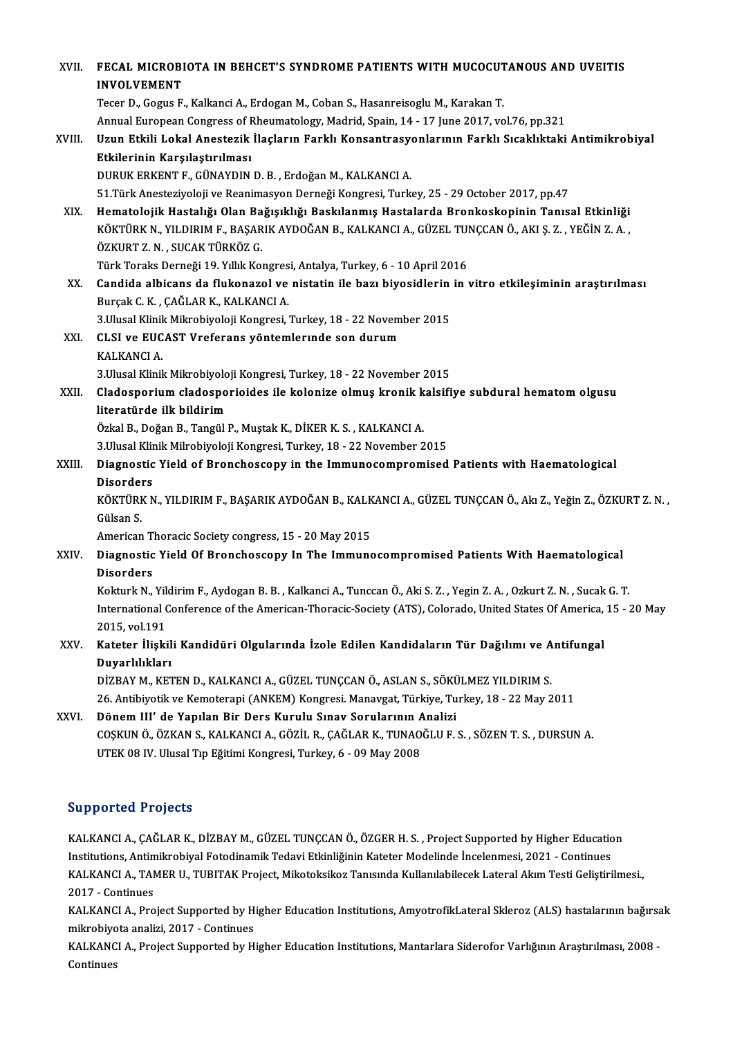XVII. **FECAL MICROBIOTA IN BEHCET'S SYNDROME PATIENTS WITH MUCOCUTANOUS AND UVEITIS INVOLVEMENT**
Tecer D., Gogus F., Kalkanci A., Erdogan M., Coban S., Hasanreisoglu M., Karakan T.
Annual European Congress of Rheumatology, Madrid, Spain, 14 - 17 June 2017, vol.76, pp.321

XVIII. **Uzun Etkili Lokal Anestezik İlaçların Farklı Konsantrasyonlarının Farklı Sıcaklıktaki Antimikrobiyal Etkilerinin Karşılaştırılması**
DURUK ERKENT F., GÜNAYDIN D. B. , Erdoğan M., KALKANCI A.
51.Türk Anesteziyoloji ve Reanimasyon Derneği Kongresi, Turkey, 25 - 29 October 2017, pp.47

XIX. **Hematolojik Hastalığı Olan Bağışıklığı Baskılanmış Hastalarda Bronkoskopinin Tanısal Etkinliği**
KÖKTÜRK N., YILDIRIM F., BAŞARIK AYDOĞAN B., KALKANCI A., GÜZEL TUNÇCAN Ö., AKI Ş. Z. , YEĞİN Z. A. , ÖZKURT Z. N. , SUCAK TÜRKÖZ G.
Türk Toraks Derneği 19. Yıllık Kongresi, Antalya, Turkey, 6 - 10 April 2016

XX. **Candida albicans da flukonazol ve nistatin ile bazı biyosidlerin in vitro etkileşiminin araştırılması**
Burçak C. K. , ÇAĞLAR K., KALKANCI A.
3.Ulusal Klinik Mikrobiyoloji Kongresi, Turkey, 18 - 22 November 2015

XXI. **CLSI ve EUCAST Vreferans yöntemlerınde son durum**
KALKANCI A.
3.Ulusal Klinik Mikrobiyoloji Kongresi, Turkey, 18 - 22 November 2015

XXII. **Cladosporium cladosporioides ile kolonize olmuş kronik kalsifiye subdural hematom olgusu literatürde ilk bildirim**
Özkal B., Doğan B., Tangül P., Muştak K., DİKER K. S. , KALKANCI A.
3.Ulusal Klinik Milrobiyoloji Kongresi, Turkey, 18 - 22 November 2015

XXIII. **Diagnostic Yield of Bronchoscopy in the Immunocompromised Patients with Haematological Disorders**
KÖKTÜRK N., YILDIRIM F., BAŞARIK AYDOĞAN B., KALKANCI A., GÜZEL TUNÇCAN Ö., Akı Z., Yeğin Z., ÖZKURT Z. N. , Gülsan S.
American Thoracic Society congress, 15 - 20 May 2015

XXIV. **Diagnostic Yield Of Bronchoscopy In The Immunocompromised Patients With Haematological Disorders**
Kokturk N., Yildirim F., Aydogan B. B. , Kalkanci A., Tunccan Ö., Aki S. Z. , Yegin Z. A. , Ozkurt Z. N. , Sucak G. T.
International Conference of the American-Thoracic-Society (ATS), Colorado, United States Of America, 15 - 20 May 2015, vol.191

XXV. **Kateter İlişkili Kandidüri Olgularında İzole Edilen Kandidaların Tür Dağılımı ve Antifungal Duyarlılıkları**
DİZBAY M., KETEN D., KALKANCI A., GÜZEL TUNÇCAN Ö., ASLAN S., SÖKÜLMEZ YILDIRIM S.
26. Antibiyotik ve Kemoterapi (ANKEM) Kongresi. Manavgat, Türkiye, Turkey, 18 - 22 May 2011

XXVI. **Dönem III' de Yapılan Bir Ders Kurulu Sınav Sorularının Analizi**
COŞKUN Ö., ÖZKAN S., KALKANCI A., GÖZİL R., ÇAĞLAR K., TUNAOĞLU F. S. , SÖZEN T. S. , DURSUN A.
UTEK 08 IV. Ulusal Tıp Eğitimi Kongresi, Turkey, 6 - 09 May 2008

## Supported Projects

KALKANCI A., ÇAĞLAR K., DİZBAY M., GÜZEL TUNÇCAN Ö., ÖZGER H. S. , Project Supported by Higher Education Institutions, Antimikrobiyal Fotodinamik Tedavi Etkinliğinin Kateter Modelinde İncelenmesi, 2021 - Continues

KALKANCI A., TAMER U., TUBITAK Project, Mikotoksikoz Tanısında Kullanılabilecek Lateral Akım Testi Geliştirilmesi., 2017 - Continues

KALKANCI A., Project Supported by Higher Education Institutions, AmyotrofikLateral Skleroz (ALS) hastalarının bağırsak mikrobiyota analizi, 2017 - Continues

KALKANCI A., Project Supported by Higher Education Institutions, Mantarlara Siderofor Varlığının Araştırılması, 2008 - Continues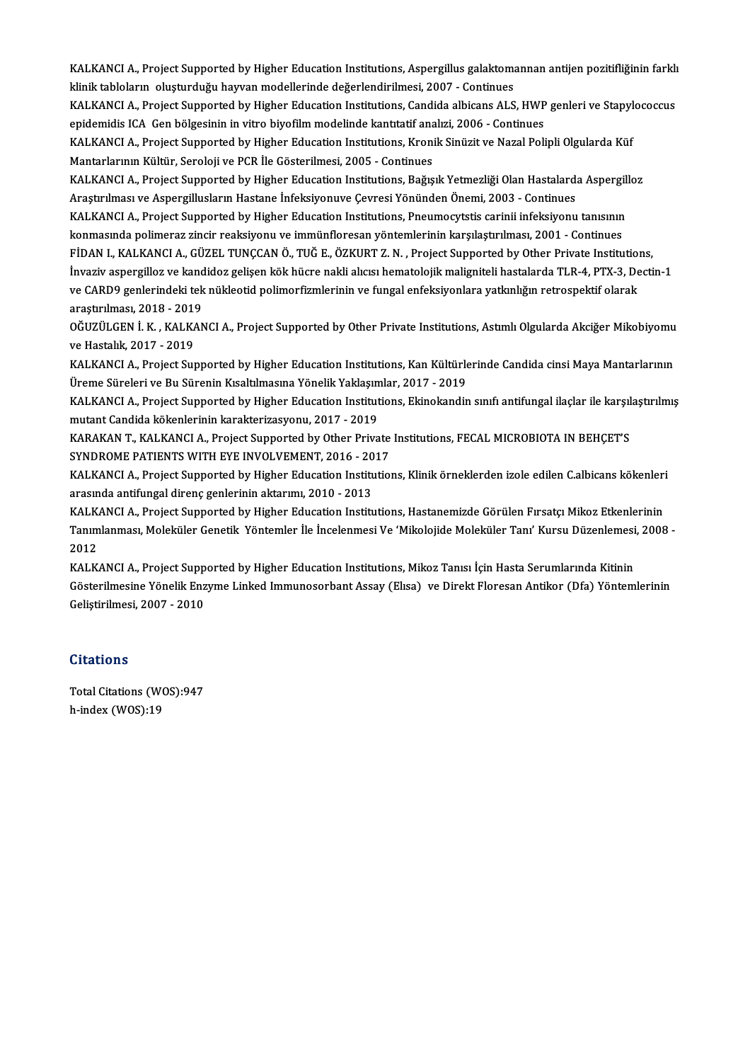KALKANCI A., Project Supported by Higher Education Institutions, Aspergillus galaktomannan antijen pozitifliğinin farklı klinik tabloların oluşturduğu hayvan modellerinde değerlendirilmesi, 2007 - Continues

KALKANCI A., Project Supported by Higher Education Institutions, Candida albicans ALS, HWP genleri ve Stapylococcus epidemidis ICA Gen bölgesinin in vitro biyofilm modelinde kantıtatif analizi, 2006 - Continues

KALKANCI A., Project Supported by Higher Education Institutions, Kronik Sinüzit ve Nazal Polipli Olgularda Küf Mantarlarının Kültür, Seroloji ve PCR İle Gösterilmesi, 2005 - Continues

KALKANCI A., Project Supported by Higher Education Institutions, Bağışık Yetmezliği Olan Hastalarda Aspergilloz Araştırılması ve Aspergillusların Hastane İnfeksiyonuve Çevresi Yönünden Önemi, 2003 - Continues

KALKANCI A., Project Supported by Higher Education Institutions, Pneumocytstis carinii infeksiyonu tanısının konmasında polimeraz zincir reaksiyonu ve immünfloresan yöntemlerinin karşılaştırılması, 2001 - Continues

FİDAN I., KALKANCI A., GÜZEL TUNÇCAN Ö., TUĞ E., ÖZKURT Z. N. , Project Supported by Other Private Institutions, İnvaziv aspergilloz ve kandidoz gelişen kök hücre nakli alıcısı hematolojik maligniteli hastalarda TLR-4, PTX-3, Dectin-1 ve CARD9 genlerindeki tek nükleotid polimorfizmlerinin ve fungal enfeksiyonlara yatkınlığın retrospektif olarak araştırılması, 2018 - 2019

OĞUZÜLGEN İ. K. , KALKANCI A., Project Supported by Other Private Institutions, Astımlı Olgularda Akciğer Mikobiyomu ve Hastalık, 2017 - 2019

KALKANCI A., Project Supported by Higher Education Institutions, Kan Kültürlerinde Candida cinsi Maya Mantarlarının Üreme Süreleri ve Bu Sürenin Kısaltılmasına Yönelik Yaklaşımlar, 2017 - 2019

KALKANCI A., Project Supported by Higher Education Institutions, Ekinokandin sınıfı antifungal ilaçlar ile karşılaştırılmış mutant Candida kökenlerinin karakterizasyonu, 2017 - 2019

KARAKAN T., KALKANCI A., Project Supported by Other Private Institutions, FECAL MICROBIOTA IN BEHÇET'S SYNDROME PATIENTS WITH EYE INVOLVEMENT, 2016 - 2017

KALKANCI A., Project Supported by Higher Education Institutions, Klinik örneklerden izole edilen C.albicans kökenleri arasında antifungal direnç genlerinin aktarımı, 2010 - 2013

KALKANCI A., Project Supported by Higher Education Institutions, Hastanemizde Görülen Fırsatçı Mikoz Etkenlerinin Tanımlanması, Moleküler Genetik Yöntemler İle İncelenmesi Ve 'Mikolojide Moleküler Tanı' Kursu Düzenlemesi, 2008 - 2012

KALKANCI A., Project Supported by Higher Education Institutions, Mikoz Tanısı İçin Hasta Serumlarında Kitinin Gösterilmesine Yönelik Enzyme Linked Immunosorbant Assay (Elısa) ve Direkt Floresan Antikor (Dfa) Yöntemlerinin Geliştirilmesi, 2007 - 2010

## Citations

Total Citations (WOS):947
h-index (WOS):19